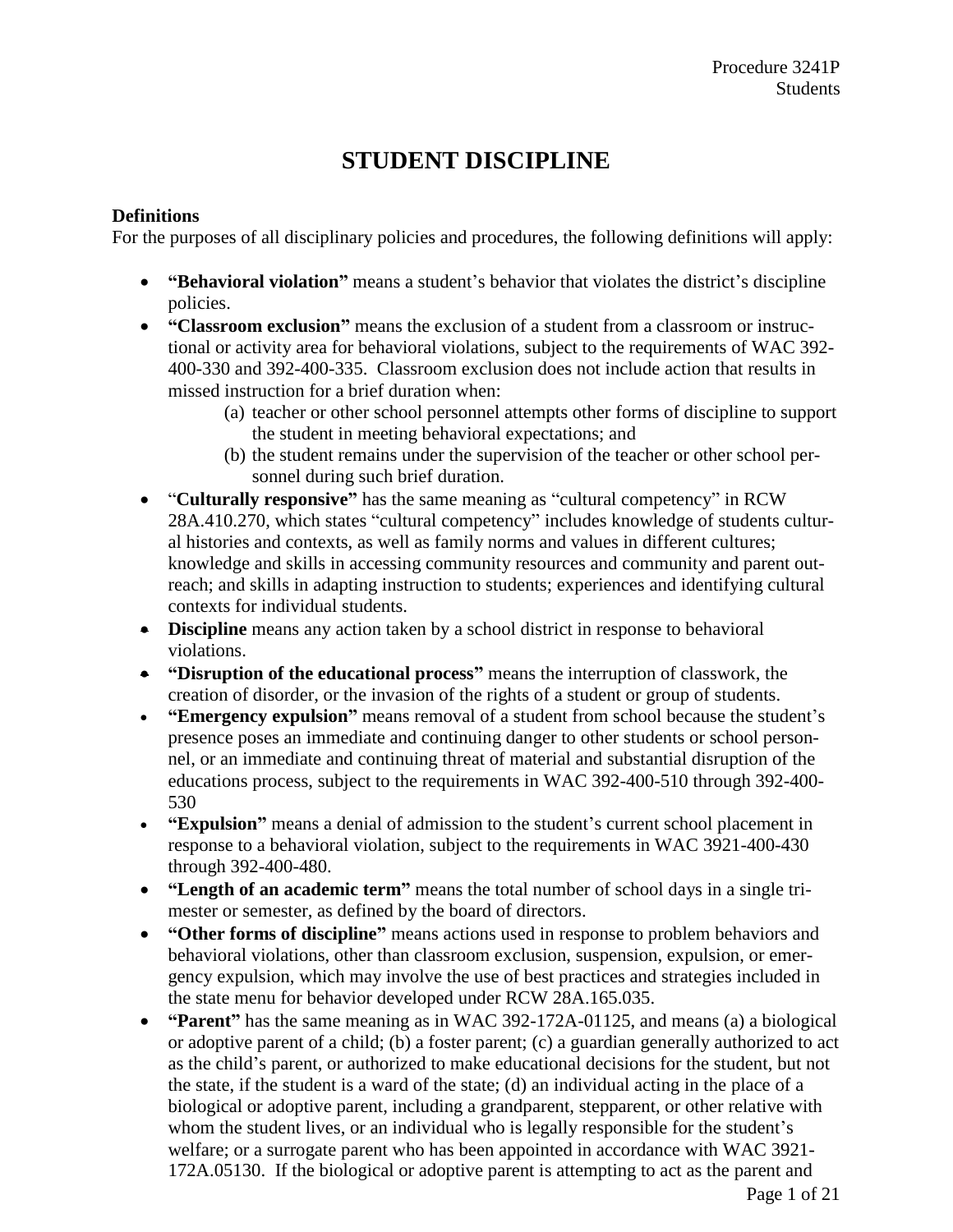# STUDENT DISCIPLINE

**Definitions**

For the purposes of all disciplinary policies and procedures, the following definitions will apply:

- **"Behavioral violation"** means a student's behavior that violates the district's discipline policies.
- **"Classroom exclusion"** means the exclusion of a student from a classroom or instructional or activity area for behavioral violations, subject to the requirements of WAC 392-400-330 and 392-400-335. Classroom exclusion does not include action that results in missed instruction for a brief duration when:
  - (a) teacher or other school personnel attempts other forms of discipline to support the student in meeting behavioral expectations; and
  - (b) the student remains under the supervision of the teacher or other school personnel during such brief duration.
- "**Culturally responsive"** has the same meaning as "cultural competency" in RCW 28A.410.270, which states "cultural competency" includes knowledge of students cultural histories and contexts, as well as family norms and values in different cultures; knowledge and skills in accessing community resources and community and parent outreach; and skills in adapting instruction to students; experiences and identifying cultural contexts for individual students.
- **Discipline** means any action taken by a school district in response to behavioral violations.
- **"Disruption of the educational process"** means the interruption of classwork, the creation of disorder, or the invasion of the rights of a student or group of students.
- **"Emergency expulsion"** means removal of a student from school because the student's presence poses an immediate and continuing danger to other students or school personnel, or an immediate and continuing threat of material and substantial disruption of the educations process, subject to the requirements in WAC 392-400-510 through 392-400-530
- **"Expulsion"** means a denial of admission to the student's current school placement in response to a behavioral violation, subject to the requirements in WAC 3921-400-430 through 392-400-480.
- **"Length of an academic term"** means the total number of school days in a single trimester or semester, as defined by the board of directors.
- **"Other forms of discipline"** means actions used in response to problem behaviors and behavioral violations, other than classroom exclusion, suspension, expulsion, or emergency expulsion, which may involve the use of best practices and strategies included in the state menu for behavior developed under RCW 28A.165.035.
- **"Parent"** has the same meaning as in WAC 392-172A-01125, and means (a) a biological or adoptive parent of a child; (b) a foster parent; (c) a guardian generally authorized to act as the child's parent, or authorized to make educational decisions for the student, but not the state, if the student is a ward of the state; (d) an individual acting in the place of a biological or adoptive parent, including a grandparent, stepparent, or other relative with whom the student lives, or an individual who is legally responsible for the student's welfare; or a surrogate parent who has been appointed in accordance with WAC 3921-172A.05130. If the biological or adoptive parent is attempting to act as the parent and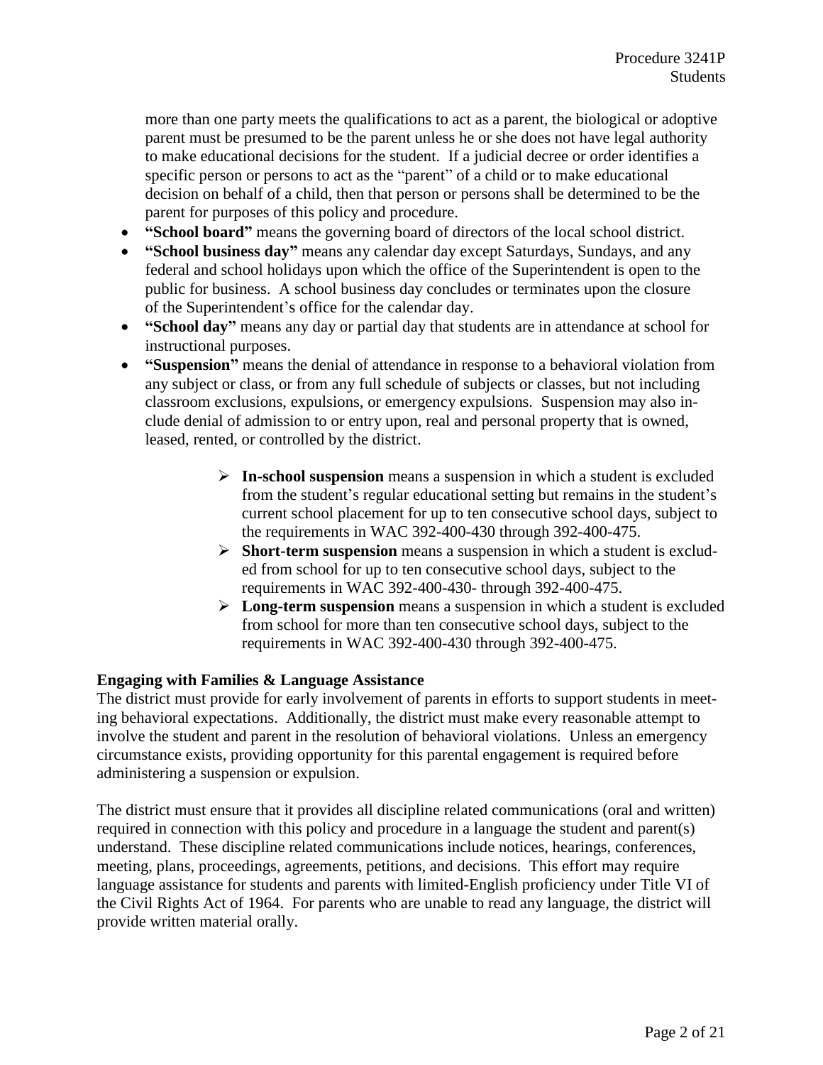more than one party meets the qualifications to act as a parent, the biological or adoptive parent must be presumed to be the parent unless he or she does not have legal authority to make educational decisions for the student. If a judicial decree or order identifies a specific person or persons to act as the "parent" of a child or to make educational decision on behalf of a child, then that person or persons shall be determined to be the parent for purposes of this policy and procedure.

- **"School board"** means the governing board of directors of the local school district.
- **"School business day"** means any calendar day except Saturdays, Sundays, and any federal and school holidays upon which the office of the Superintendent is open to the public for business. A school business day concludes or terminates upon the closure of the Superintendent's office for the calendar day.
- **"School day"** means any day or partial day that students are in attendance at school for instructional purposes.
- **"Suspension"** means the denial of attendance in response to a behavioral violation from any subject or class, or from any full schedule of subjects or classes, but not including classroom exclusions, expulsions, or emergency expulsions. Suspension may also include denial of admission to or entry upon, real and personal property that is owned, leased, rented, or controlled by the district.
    - **In-school suspension** means a suspension in which a student is excluded from the student's regular educational setting but remains in the student's current school placement for up to ten consecutive school days, subject to the requirements in WAC 392-400-430 through 392-400-475.
    - **Short-term suspension** means a suspension in which a student is excluded from school for up to ten consecutive school days, subject to the requirements in WAC 392-400-430- through 392-400-475.
    - **Long-term suspension** means a suspension in which a student is excluded from school for more than ten consecutive school days, subject to the requirements in WAC 392-400-430 through 392-400-475.

**Engaging with Families & Language Assistance**

The district must provide for early involvement of parents in efforts to support students in meeting behavioral expectations. Additionally, the district must make every reasonable attempt to involve the student and parent in the resolution of behavioral violations. Unless an emergency circumstance exists, providing opportunity for this parental engagement is required before administering a suspension or expulsion.

The district must ensure that it provides all discipline related communications (oral and written) required in connection with this policy and procedure in a language the student and parent(s) understand. These discipline related communications include notices, hearings, conferences, meeting, plans, proceedings, agreements, petitions, and decisions. This effort may require language assistance for students and parents with limited-English proficiency under Title VI of the Civil Rights Act of 1964. For parents who are unable to read any language, the district will provide written material orally.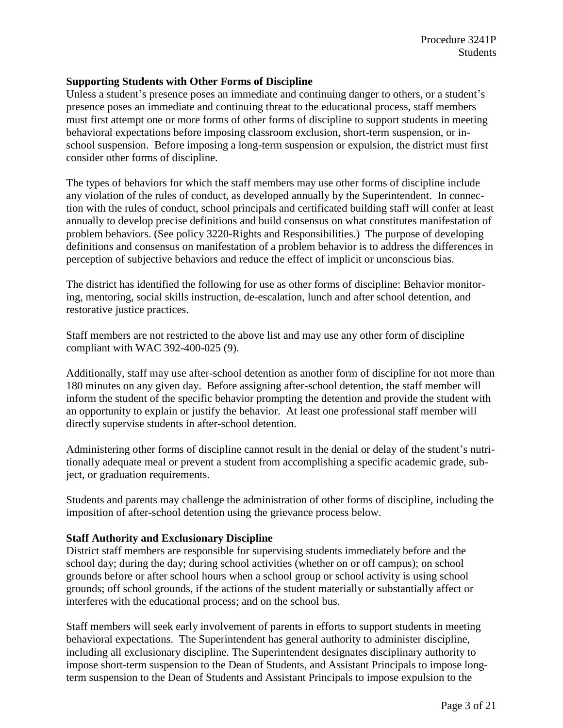**Supporting Students with Other Forms of Discipline**

Unless a student's presence poses an immediate and continuing danger to others, or a student's presence poses an immediate and continuing threat to the educational process, staff members must first attempt one or more forms of other forms of discipline to support students in meeting behavioral expectations before imposing classroom exclusion, short-term suspension, or in-school suspension. Before imposing a long-term suspension or expulsion, the district must first consider other forms of discipline.

The types of behaviors for which the staff members may use other forms of discipline include any violation of the rules of conduct, as developed annually by the Superintendent. In connection with the rules of conduct, school principals and certificated building staff will confer at least annually to develop precise definitions and build consensus on what constitutes manifestation of problem behaviors. (See policy 3220-Rights and Responsibilities.) The purpose of developing definitions and consensus on manifestation of a problem behavior is to address the differences in perception of subjective behaviors and reduce the effect of implicit or unconscious bias.

The district has identified the following for use as other forms of discipline: Behavior monitoring, mentoring, social skills instruction, de-escalation, lunch and after school detention, and restorative justice practices.

Staff members are not restricted to the above list and may use any other form of discipline compliant with WAC 392-400-025 (9).

Additionally, staff may use after-school detention as another form of discipline for not more than 180 minutes on any given day. Before assigning after-school detention, the staff member will inform the student of the specific behavior prompting the detention and provide the student with an opportunity to explain or justify the behavior. At least one professional staff member will directly supervise students in after-school detention.

Administering other forms of discipline cannot result in the denial or delay of the student's nutritionally adequate meal or prevent a student from accomplishing a specific academic grade, subject, or graduation requirements.

Students and parents may challenge the administration of other forms of discipline, including the imposition of after-school detention using the grievance process below.

**Staff Authority and Exclusionary Discipline**

District staff members are responsible for supervising students immediately before and the school day; during the day; during school activities (whether on or off campus); on school grounds before or after school hours when a school group or school activity is using school grounds; off school grounds, if the actions of the student materially or substantially affect or interferes with the educational process; and on the school bus.

Staff members will seek early involvement of parents in efforts to support students in meeting behavioral expectations. The Superintendent has general authority to administer discipline, including all exclusionary discipline. The Superintendent designates disciplinary authority to impose short-term suspension to the Dean of Students, and Assistant Principals to impose long-term suspension to the Dean of Students and Assistant Principals to impose expulsion to the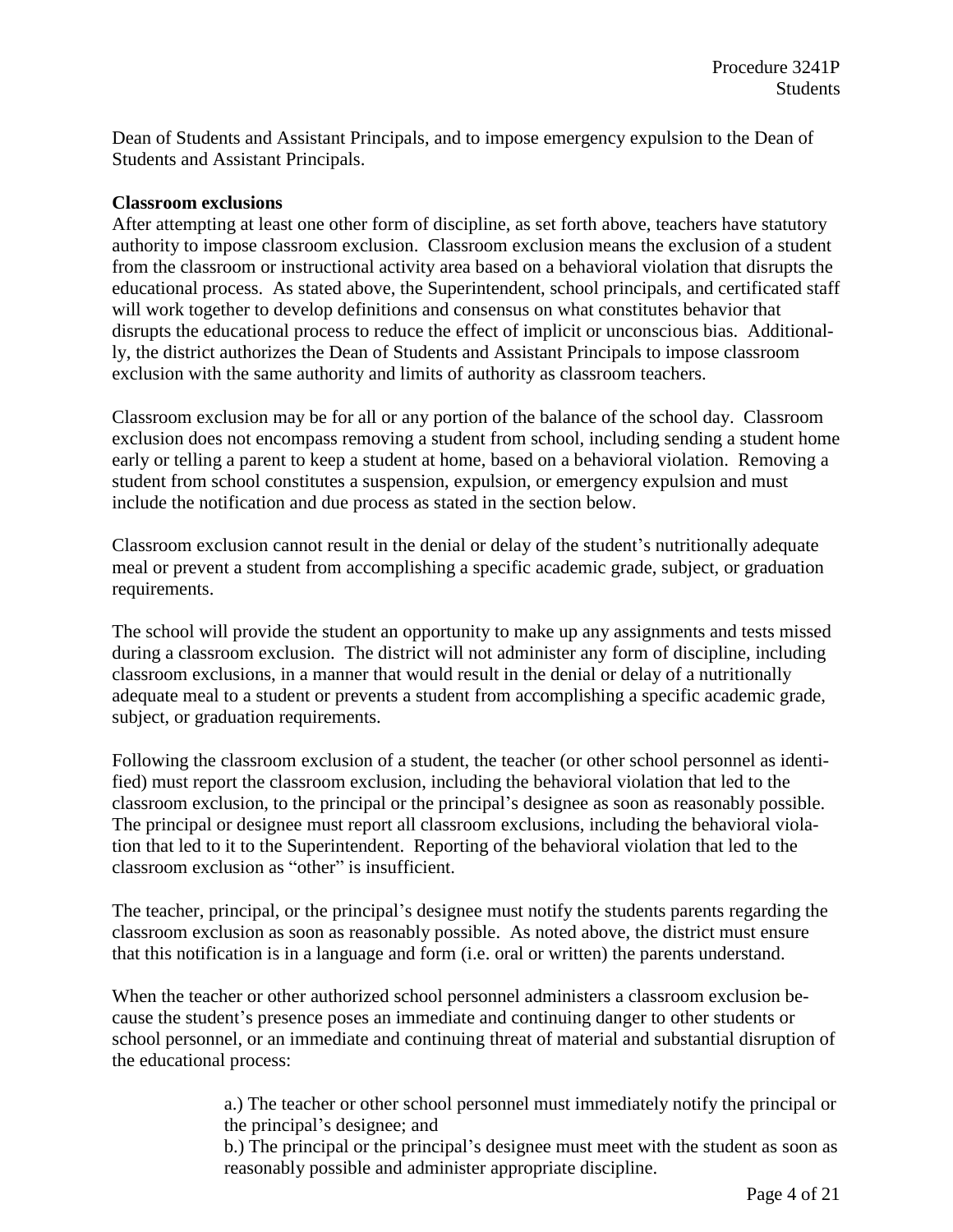Dean of Students and Assistant Principals, and to impose emergency expulsion to the Dean of Students and Assistant Principals.

**Classroom exclusions**

After attempting at least one other form of discipline, as set forth above, teachers have statutory authority to impose classroom exclusion. Classroom exclusion means the exclusion of a student from the classroom or instructional activity area based on a behavioral violation that disrupts the educational process. As stated above, the Superintendent, school principals, and certificated staff will work together to develop definitions and consensus on what constitutes behavior that disrupts the educational process to reduce the effect of implicit or unconscious bias. Additionally, the district authorizes the Dean of Students and Assistant Principals to impose classroom exclusion with the same authority and limits of authority as classroom teachers.

Classroom exclusion may be for all or any portion of the balance of the school day. Classroom exclusion does not encompass removing a student from school, including sending a student home early or telling a parent to keep a student at home, based on a behavioral violation. Removing a student from school constitutes a suspension, expulsion, or emergency expulsion and must include the notification and due process as stated in the section below.

Classroom exclusion cannot result in the denial or delay of the student's nutritionally adequate meal or prevent a student from accomplishing a specific academic grade, subject, or graduation requirements.

The school will provide the student an opportunity to make up any assignments and tests missed during a classroom exclusion. The district will not administer any form of discipline, including classroom exclusions, in a manner that would result in the denial or delay of a nutritionally adequate meal to a student or prevents a student from accomplishing a specific academic grade, subject, or graduation requirements.

Following the classroom exclusion of a student, the teacher (or other school personnel as identified) must report the classroom exclusion, including the behavioral violation that led to the classroom exclusion, to the principal or the principal's designee as soon as reasonably possible. The principal or designee must report all classroom exclusions, including the behavioral violation that led to it to the Superintendent. Reporting of the behavioral violation that led to the classroom exclusion as "other" is insufficient.

The teacher, principal, or the principal's designee must notify the students parents regarding the classroom exclusion as soon as reasonably possible. As noted above, the district must ensure that this notification is in a language and form (i.e. oral or written) the parents understand.

When the teacher or other authorized school personnel administers a classroom exclusion because the student's presence poses an immediate and continuing danger to other students or school personnel, or an immediate and continuing threat of material and substantial disruption of the educational process:

> a.) The teacher or other school personnel must immediately notify the principal or the principal's designee; and
>
> b.) The principal or the principal's designee must meet with the student as soon as reasonably possible and administer appropriate discipline.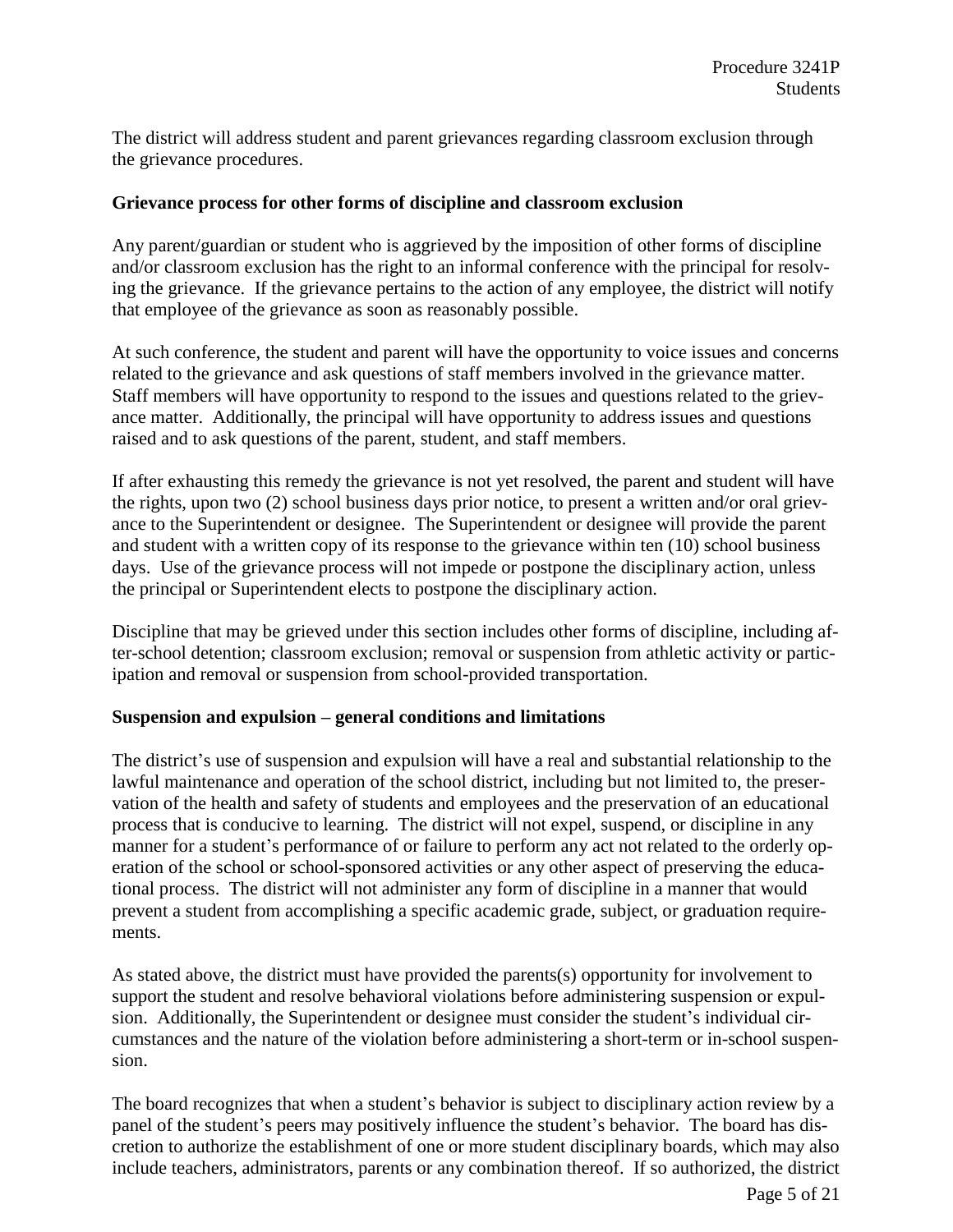The district will address student and parent grievances regarding classroom exclusion through the grievance procedures.

**Grievance process for other forms of discipline and classroom exclusion**

Any parent/guardian or student who is aggrieved by the imposition of other forms of discipline and/or classroom exclusion has the right to an informal conference with the principal for resolving the grievance. If the grievance pertains to the action of any employee, the district will notify that employee of the grievance as soon as reasonably possible.

At such conference, the student and parent will have the opportunity to voice issues and concerns related to the grievance and ask questions of staff members involved in the grievance matter. Staff members will have opportunity to respond to the issues and questions related to the grievance matter. Additionally, the principal will have opportunity to address issues and questions raised and to ask questions of the parent, student, and staff members.

If after exhausting this remedy the grievance is not yet resolved, the parent and student will have the rights, upon two (2) school business days prior notice, to present a written and/or oral grievance to the Superintendent or designee. The Superintendent or designee will provide the parent and student with a written copy of its response to the grievance within ten (10) school business days. Use of the grievance process will not impede or postpone the disciplinary action, unless the principal or Superintendent elects to postpone the disciplinary action.

Discipline that may be grieved under this section includes other forms of discipline, including after-school detention; classroom exclusion; removal or suspension from athletic activity or participation and removal or suspension from school-provided transportation.

**Suspension and expulsion – general conditions and limitations**

The district's use of suspension and expulsion will have a real and substantial relationship to the lawful maintenance and operation of the school district, including but not limited to, the preservation of the health and safety of students and employees and the preservation of an educational process that is conducive to learning. The district will not expel, suspend, or discipline in any manner for a student's performance of or failure to perform any act not related to the orderly operation of the school or school-sponsored activities or any other aspect of preserving the educational process. The district will not administer any form of discipline in a manner that would prevent a student from accomplishing a specific academic grade, subject, or graduation requirements.

As stated above, the district must have provided the parents(s) opportunity for involvement to support the student and resolve behavioral violations before administering suspension or expulsion. Additionally, the Superintendent or designee must consider the student's individual circumstances and the nature of the violation before administering a short-term or in-school suspension.

The board recognizes that when a student's behavior is subject to disciplinary action review by a panel of the student's peers may positively influence the student's behavior. The board has discretion to authorize the establishment of one or more student disciplinary boards, which may also include teachers, administrators, parents or any combination thereof. If so authorized, the district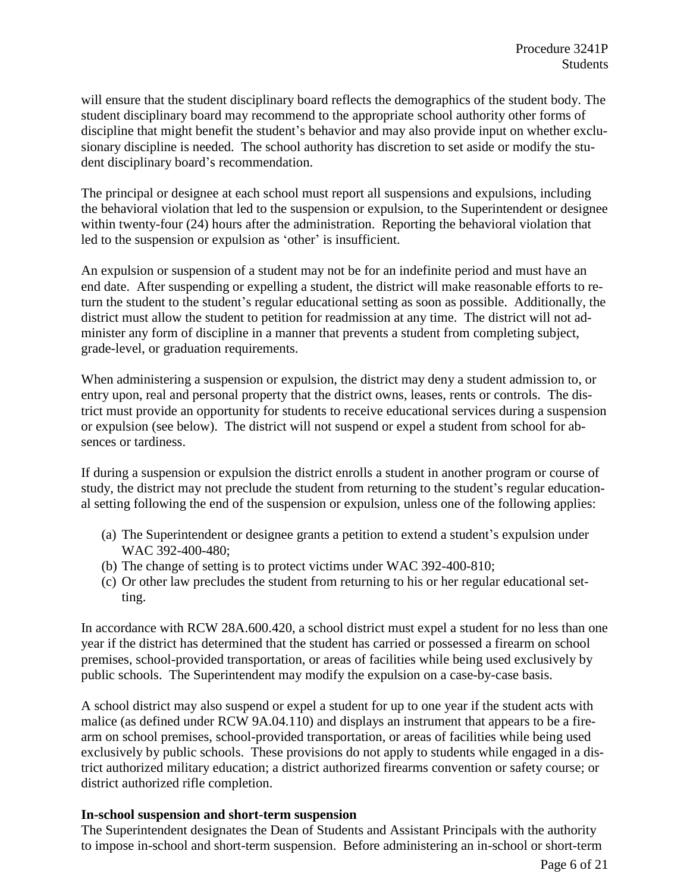will ensure that the student disciplinary board reflects the demographics of the student body. The student disciplinary board may recommend to the appropriate school authority other forms of discipline that might benefit the student's behavior and may also provide input on whether exclusionary discipline is needed. The school authority has discretion to set aside or modify the student disciplinary board's recommendation.

The principal or designee at each school must report all suspensions and expulsions, including the behavioral violation that led to the suspension or expulsion, to the Superintendent or designee within twenty-four (24) hours after the administration. Reporting the behavioral violation that led to the suspension or expulsion as 'other' is insufficient.

An expulsion or suspension of a student may not be for an indefinite period and must have an end date. After suspending or expelling a student, the district will make reasonable efforts to return the student to the student's regular educational setting as soon as possible. Additionally, the district must allow the student to petition for readmission at any time. The district will not administer any form of discipline in a manner that prevents a student from completing subject, grade-level, or graduation requirements.

When administering a suspension or expulsion, the district may deny a student admission to, or entry upon, real and personal property that the district owns, leases, rents or controls. The district must provide an opportunity for students to receive educational services during a suspension or expulsion (see below). The district will not suspend or expel a student from school for absences or tardiness.

If during a suspension or expulsion the district enrolls a student in another program or course of study, the district may not preclude the student from returning to the student's regular educational setting following the end of the suspension or expulsion, unless one of the following applies:

(a) The Superintendent or designee grants a petition to extend a student's expulsion under WAC 392-400-480;
(b) The change of setting is to protect victims under WAC 392-400-810;
(c) Or other law precludes the student from returning to his or her regular educational setting.

In accordance with RCW 28A.600.420, a school district must expel a student for no less than one year if the district has determined that the student has carried or possessed a firearm on school premises, school-provided transportation, or areas of facilities while being used exclusively by public schools. The Superintendent may modify the expulsion on a case-by-case basis.

A school district may also suspend or expel a student for up to one year if the student acts with malice (as defined under RCW 9A.04.110) and displays an instrument that appears to be a firearm on school premises, school-provided transportation, or areas of facilities while being used exclusively by public schools. These provisions do not apply to students while engaged in a district authorized military education; a district authorized firearms convention or safety course; or district authorized rifle completion.

**In-school suspension and short-term suspension**
The Superintendent designates the Dean of Students and Assistant Principals with the authority to impose in-school and short-term suspension. Before administering an in-school or short-term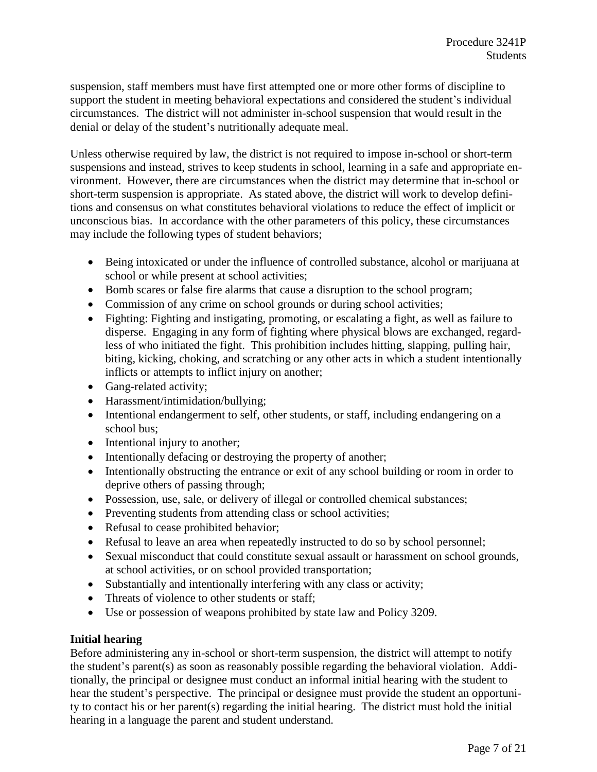suspension, staff members must have first attempted one or more other forms of discipline to support the student in meeting behavioral expectations and considered the student's individual circumstances. The district will not administer in-school suspension that would result in the denial or delay of the student's nutritionally adequate meal.

Unless otherwise required by law, the district is not required to impose in-school or short-term suspensions and instead, strives to keep students in school, learning in a safe and appropriate environment. However, there are circumstances when the district may determine that in-school or short-term suspension is appropriate. As stated above, the district will work to develop definitions and consensus on what constitutes behavioral violations to reduce the effect of implicit or unconscious bias. In accordance with the other parameters of this policy, these circumstances may include the following types of student behaviors;

- Being intoxicated or under the influence of controlled substance, alcohol or marijuana at school or while present at school activities;
- Bomb scares or false fire alarms that cause a disruption to the school program;
- Commission of any crime on school grounds or during school activities;
- Fighting: Fighting and instigating, promoting, or escalating a fight, as well as failure to disperse. Engaging in any form of fighting where physical blows are exchanged, regardless of who initiated the fight. This prohibition includes hitting, slapping, pulling hair, biting, kicking, choking, and scratching or any other acts in which a student intentionally inflicts or attempts to inflict injury on another;
- Gang-related activity;
- Harassment/intimidation/bullying;
- Intentional endangerment to self, other students, or staff, including endangering on a school bus;
- Intentional injury to another;
- Intentionally defacing or destroying the property of another;
- Intentionally obstructing the entrance or exit of any school building or room in order to deprive others of passing through;
- Possession, use, sale, or delivery of illegal or controlled chemical substances;
- Preventing students from attending class or school activities;
- Refusal to cease prohibited behavior;
- Refusal to leave an area when repeatedly instructed to do so by school personnel;
- Sexual misconduct that could constitute sexual assault or harassment on school grounds, at school activities, or on school provided transportation;
- Substantially and intentionally interfering with any class or activity;
- Threats of violence to other students or staff;
- Use or possession of weapons prohibited by state law and Policy 3209.

**Initial hearing**

Before administering any in-school or short-term suspension, the district will attempt to notify the student's parent(s) as soon as reasonably possible regarding the behavioral violation. Additionally, the principal or designee must conduct an informal initial hearing with the student to hear the student's perspective. The principal or designee must provide the student an opportunity to contact his or her parent(s) regarding the initial hearing. The district must hold the initial hearing in a language the parent and student understand.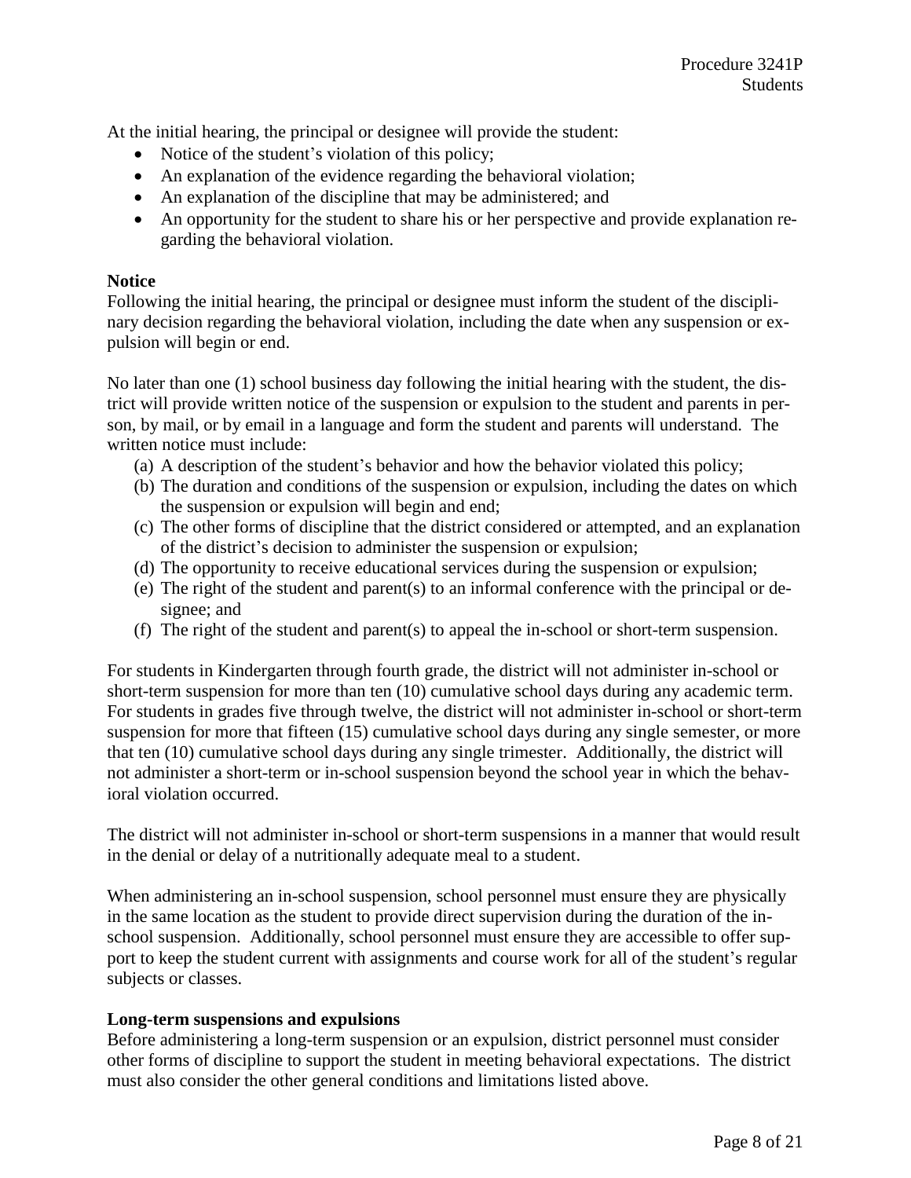At the initial hearing, the principal or designee will provide the student:

- Notice of the student's violation of this policy;
- An explanation of the evidence regarding the behavioral violation;
- An explanation of the discipline that may be administered; and
- An opportunity for the student to share his or her perspective and provide explanation regarding the behavioral violation.

**Notice**

Following the initial hearing, the principal or designee must inform the student of the disciplinary decision regarding the behavioral violation, including the date when any suspension or expulsion will begin or end.

No later than one (1) school business day following the initial hearing with the student, the district will provide written notice of the suspension or expulsion to the student and parents in person, by mail, or by email in a language and form the student and parents will understand. The written notice must include:

(a) A description of the student's behavior and how the behavior violated this policy;
(b) The duration and conditions of the suspension or expulsion, including the dates on which the suspension or expulsion will begin and end;
(c) The other forms of discipline that the district considered or attempted, and an explanation of the district's decision to administer the suspension or expulsion;
(d) The opportunity to receive educational services during the suspension or expulsion;
(e) The right of the student and parent(s) to an informal conference with the principal or designee; and
(f) The right of the student and parent(s) to appeal the in-school or short-term suspension.

For students in Kindergarten through fourth grade, the district will not administer in-school or short-term suspension for more than ten (10) cumulative school days during any academic term. For students in grades five through twelve, the district will not administer in-school or short-term suspension for more that fifteen (15) cumulative school days during any single semester, or more that ten (10) cumulative school days during any single trimester. Additionally, the district will not administer a short-term or in-school suspension beyond the school year in which the behavioral violation occurred.

The district will not administer in-school or short-term suspensions in a manner that would result in the denial or delay of a nutritionally adequate meal to a student.

When administering an in-school suspension, school personnel must ensure they are physically in the same location as the student to provide direct supervision during the duration of the in-school suspension. Additionally, school personnel must ensure they are accessible to offer support to keep the student current with assignments and course work for all of the student's regular subjects or classes.

**Long-term suspensions and expulsions**

Before administering a long-term suspension or an expulsion, district personnel must consider other forms of discipline to support the student in meeting behavioral expectations. The district must also consider the other general conditions and limitations listed above.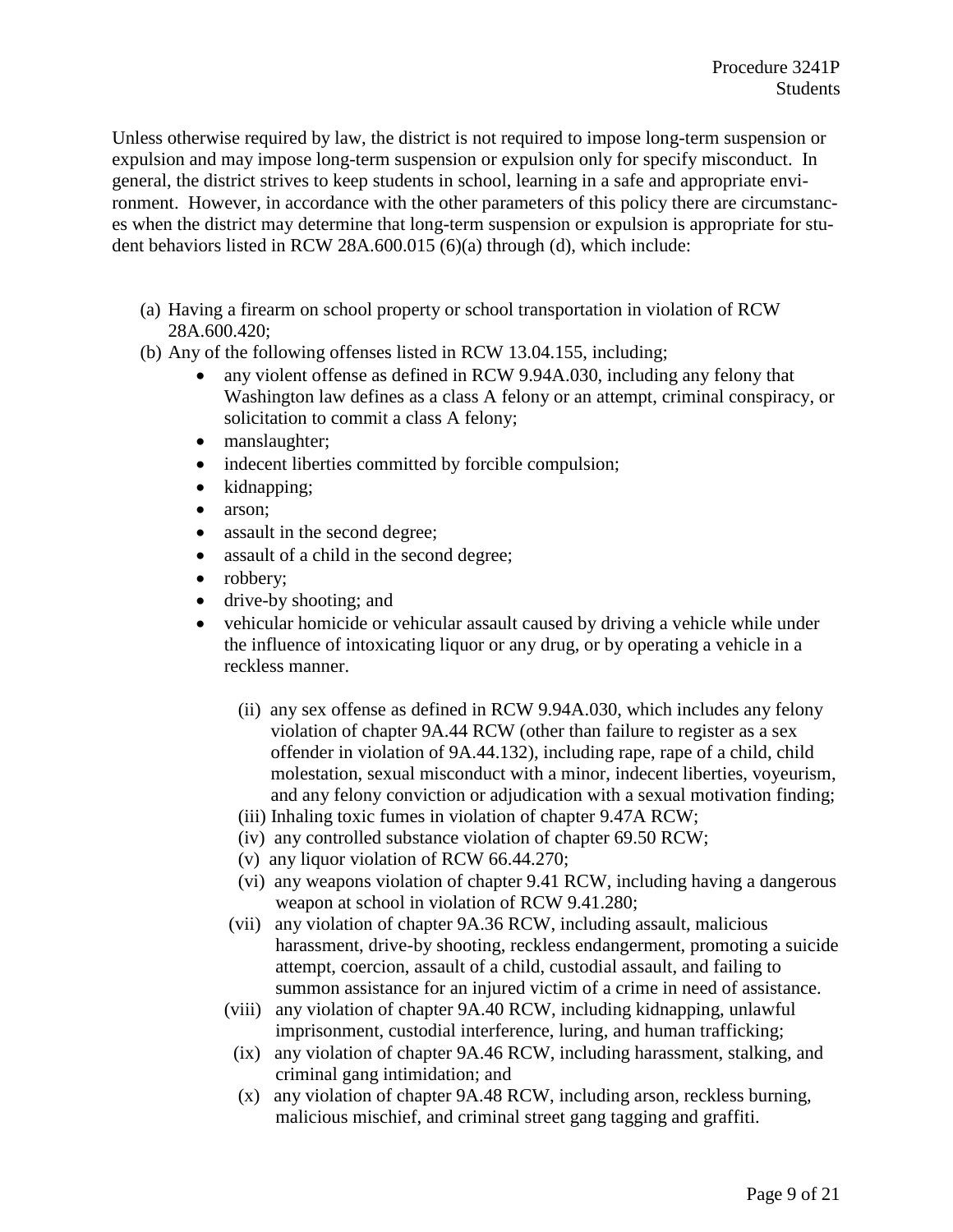Unless otherwise required by law, the district is not required to impose long-term suspension or expulsion and may impose long-term suspension or expulsion only for specify misconduct. In general, the district strives to keep students in school, learning in a safe and appropriate environment. However, in accordance with the other parameters of this policy there are circumstances when the district may determine that long-term suspension or expulsion is appropriate for student behaviors listed in RCW 28A.600.015 (6)(a) through (d), which include:

(a) Having a firearm on school property or school transportation in violation of RCW 28A.600.420;
(b) Any of the following offenses listed in RCW 13.04.155, including;
    - any violent offense as defined in RCW 9.94A.030, including any felony that Washington law defines as a class A felony or an attempt, criminal conspiracy, or solicitation to commit a class A felony;
    - manslaughter;
    - indecent liberties committed by forcible compulsion;
    - kidnapping;
    - arson;
    - assault in the second degree;
    - assault of a child in the second degree;
    - robbery;
    - drive-by shooting; and
    - vehicular homicide or vehicular assault caused by driving a vehicle while under the influence of intoxicating liquor or any drug, or by operating a vehicle in a reckless manner.

        (ii) any sex offense as defined in RCW 9.94A.030, which includes any felony violation of chapter 9A.44 RCW (other than failure to register as a sex offender in violation of 9A.44.132), including rape, rape of a child, child molestation, sexual misconduct with a minor, indecent liberties, voyeurism, and any felony conviction or adjudication with a sexual motivation finding;
        (iii) Inhaling toxic fumes in violation of chapter 9.47A RCW;
        (iv) any controlled substance violation of chapter 69.50 RCW;
        (v) any liquor violation of RCW 66.44.270;
        (vi) any weapons violation of chapter 9.41 RCW, including having a dangerous weapon at school in violation of RCW 9.41.280;
        (vii) any violation of chapter 9A.36 RCW, including assault, malicious harassment, drive-by shooting, reckless endangerment, promoting a suicide attempt, coercion, assault of a child, custodial assault, and failing to summon assistance for an injured victim of a crime in need of assistance.
        (viii) any violation of chapter 9A.40 RCW, including kidnapping, unlawful imprisonment, custodial interference, luring, and human trafficking;
        (ix) any violation of chapter 9A.46 RCW, including harassment, stalking, and criminal gang intimidation; and
        (x) any violation of chapter 9A.48 RCW, including arson, reckless burning, malicious mischief, and criminal street gang tagging and graffiti.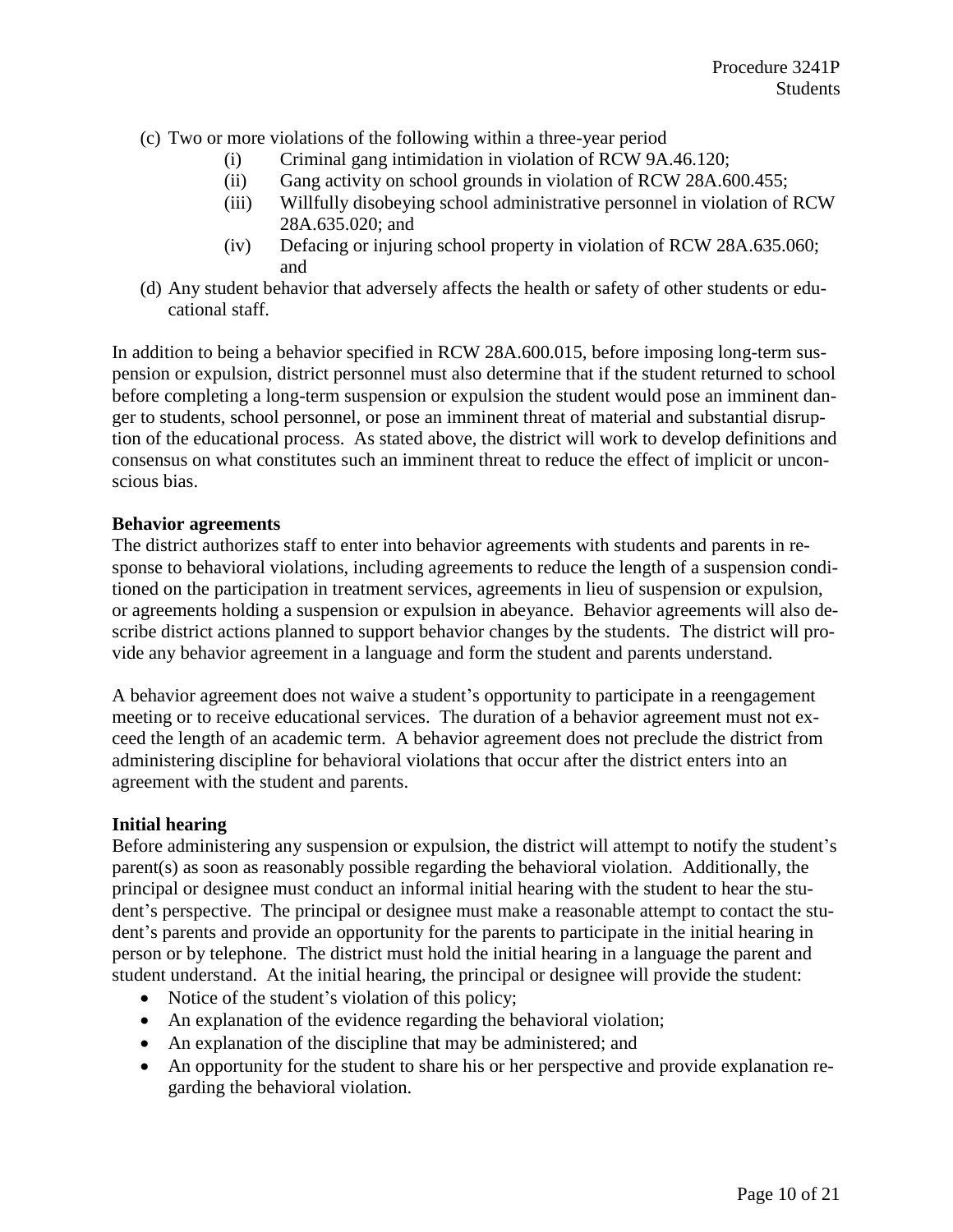(c) Two or more violations of the following within a three-year period
   - (i) Criminal gang intimidation in violation of RCW 9A.46.120;
   - (ii) Gang activity on school grounds in violation of RCW 28A.600.455;
   - (iii) Willfully disobeying school administrative personnel in violation of RCW 28A.635.020; and
   - (iv) Defacing or injuring school property in violation of RCW 28A.635.060; and

(d) Any student behavior that adversely affects the health or safety of other students or educational staff.

In addition to being a behavior specified in RCW 28A.600.015, before imposing long-term suspension or expulsion, district personnel must also determine that if the student returned to school before completing a long-term suspension or expulsion the student would pose an imminent danger to students, school personnel, or pose an imminent threat of material and substantial disruption of the educational process. As stated above, the district will work to develop definitions and consensus on what constitutes such an imminent threat to reduce the effect of implicit or unconscious bias.

**Behavior agreements**

The district authorizes staff to enter into behavior agreements with students and parents in response to behavioral violations, including agreements to reduce the length of a suspension conditioned on the participation in treatment services, agreements in lieu of suspension or expulsion, or agreements holding a suspension or expulsion in abeyance. Behavior agreements will also describe district actions planned to support behavior changes by the students. The district will provide any behavior agreement in a language and form the student and parents understand.

A behavior agreement does not waive a student's opportunity to participate in a reengagement meeting or to receive educational services. The duration of a behavior agreement must not exceed the length of an academic term. A behavior agreement does not preclude the district from administering discipline for behavioral violations that occur after the district enters into an agreement with the student and parents.

**Initial hearing**

Before administering any suspension or expulsion, the district will attempt to notify the student's parent(s) as soon as reasonably possible regarding the behavioral violation. Additionally, the principal or designee must conduct an informal initial hearing with the student to hear the student's perspective. The principal or designee must make a reasonable attempt to contact the student's parents and provide an opportunity for the parents to participate in the initial hearing in person or by telephone. The district must hold the initial hearing in a language the parent and student understand. At the initial hearing, the principal or designee will provide the student:

- Notice of the student's violation of this policy;
- An explanation of the evidence regarding the behavioral violation;
- An explanation of the discipline that may be administered; and
- An opportunity for the student to share his or her perspective and provide explanation regarding the behavioral violation.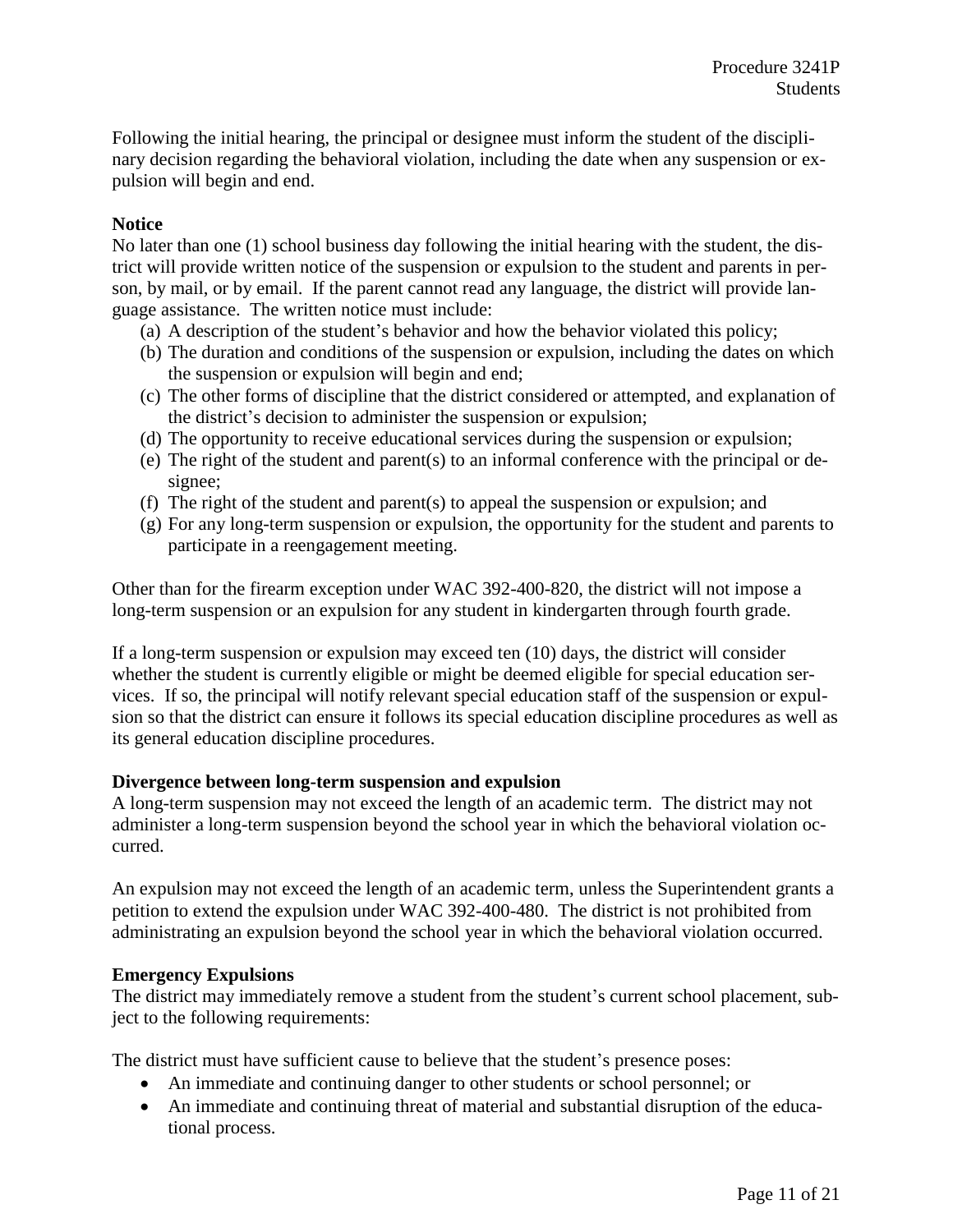Following the initial hearing, the principal or designee must inform the student of the disciplinary decision regarding the behavioral violation, including the date when any suspension or expulsion will begin and end.

**Notice**

No later than one (1) school business day following the initial hearing with the student, the district will provide written notice of the suspension or expulsion to the student and parents in person, by mail, or by email. If the parent cannot read any language, the district will provide language assistance. The written notice must include:

(a) A description of the student's behavior and how the behavior violated this policy;
(b) The duration and conditions of the suspension or expulsion, including the dates on which the suspension or expulsion will begin and end;
(c) The other forms of discipline that the district considered or attempted, and explanation of the district's decision to administer the suspension or expulsion;
(d) The opportunity to receive educational services during the suspension or expulsion;
(e) The right of the student and parent(s) to an informal conference with the principal or designee;
(f) The right of the student and parent(s) to appeal the suspension or expulsion; and
(g) For any long-term suspension or expulsion, the opportunity for the student and parents to participate in a reengagement meeting.

Other than for the firearm exception under WAC 392-400-820, the district will not impose a long-term suspension or an expulsion for any student in kindergarten through fourth grade.

If a long-term suspension or expulsion may exceed ten (10) days, the district will consider whether the student is currently eligible or might be deemed eligible for special education services. If so, the principal will notify relevant special education staff of the suspension or expulsion so that the district can ensure it follows its special education discipline procedures as well as its general education discipline procedures.

**Divergence between long-term suspension and expulsion**

A long-term suspension may not exceed the length of an academic term. The district may not administer a long-term suspension beyond the school year in which the behavioral violation occurred.

An expulsion may not exceed the length of an academic term, unless the Superintendent grants a petition to extend the expulsion under WAC 392-400-480. The district is not prohibited from administrating an expulsion beyond the school year in which the behavioral violation occurred.

**Emergency Expulsions**

The district may immediately remove a student from the student's current school placement, subject to the following requirements:

The district must have sufficient cause to believe that the student's presence poses:

- An immediate and continuing danger to other students or school personnel; or
- An immediate and continuing threat of material and substantial disruption of the educational process.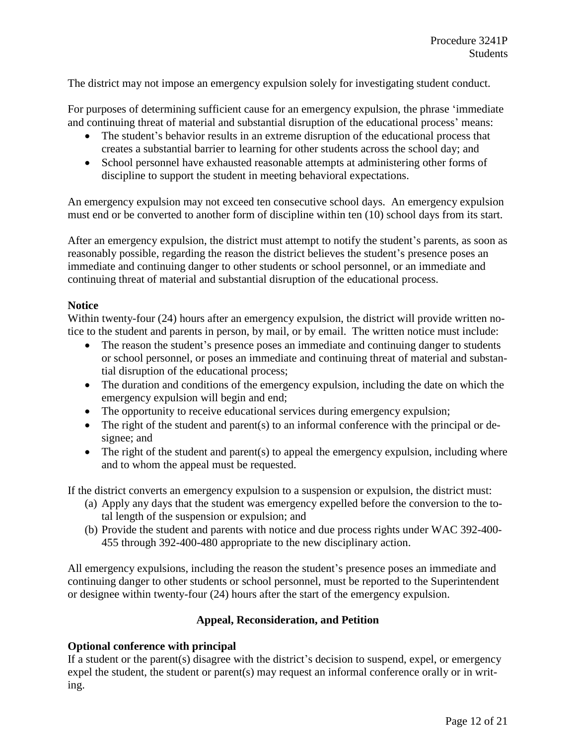The district may not impose an emergency expulsion solely for investigating student conduct.

For purposes of determining sufficient cause for an emergency expulsion, the phrase 'immediate and continuing threat of material and substantial disruption of the educational process' means:

- The student's behavior results in an extreme disruption of the educational process that creates a substantial barrier to learning for other students across the school day; and
- School personnel have exhausted reasonable attempts at administering other forms of discipline to support the student in meeting behavioral expectations.

An emergency expulsion may not exceed ten consecutive school days. An emergency expulsion must end or be converted to another form of discipline within ten (10) school days from its start.

After an emergency expulsion, the district must attempt to notify the student's parents, as soon as reasonably possible, regarding the reason the district believes the student's presence poses an immediate and continuing danger to other students or school personnel, or an immediate and continuing threat of material and substantial disruption of the educational process.

**Notice**

Within twenty-four (24) hours after an emergency expulsion, the district will provide written notice to the student and parents in person, by mail, or by email. The written notice must include:

- The reason the student's presence poses an immediate and continuing danger to students or school personnel, or poses an immediate and continuing threat of material and substantial disruption of the educational process;
- The duration and conditions of the emergency expulsion, including the date on which the emergency expulsion will begin and end;
- The opportunity to receive educational services during emergency expulsion;
- The right of the student and parent(s) to an informal conference with the principal or designee; and
- The right of the student and parent(s) to appeal the emergency expulsion, including where and to whom the appeal must be requested.

If the district converts an emergency expulsion to a suspension or expulsion, the district must:

(a) Apply any days that the student was emergency expelled before the conversion to the total length of the suspension or expulsion; and

(b) Provide the student and parents with notice and due process rights under WAC 392-400-455 through 392-400-480 appropriate to the new disciplinary action.

All emergency expulsions, including the reason the student's presence poses an immediate and continuing danger to other students or school personnel, must be reported to the Superintendent or designee within twenty-four (24) hours after the start of the emergency expulsion.

## Appeal, Reconsideration, and Petition

**Optional conference with principal**

If a student or the parent(s) disagree with the district's decision to suspend, expel, or emergency expel the student, the student or parent(s) may request an informal conference orally or in writing.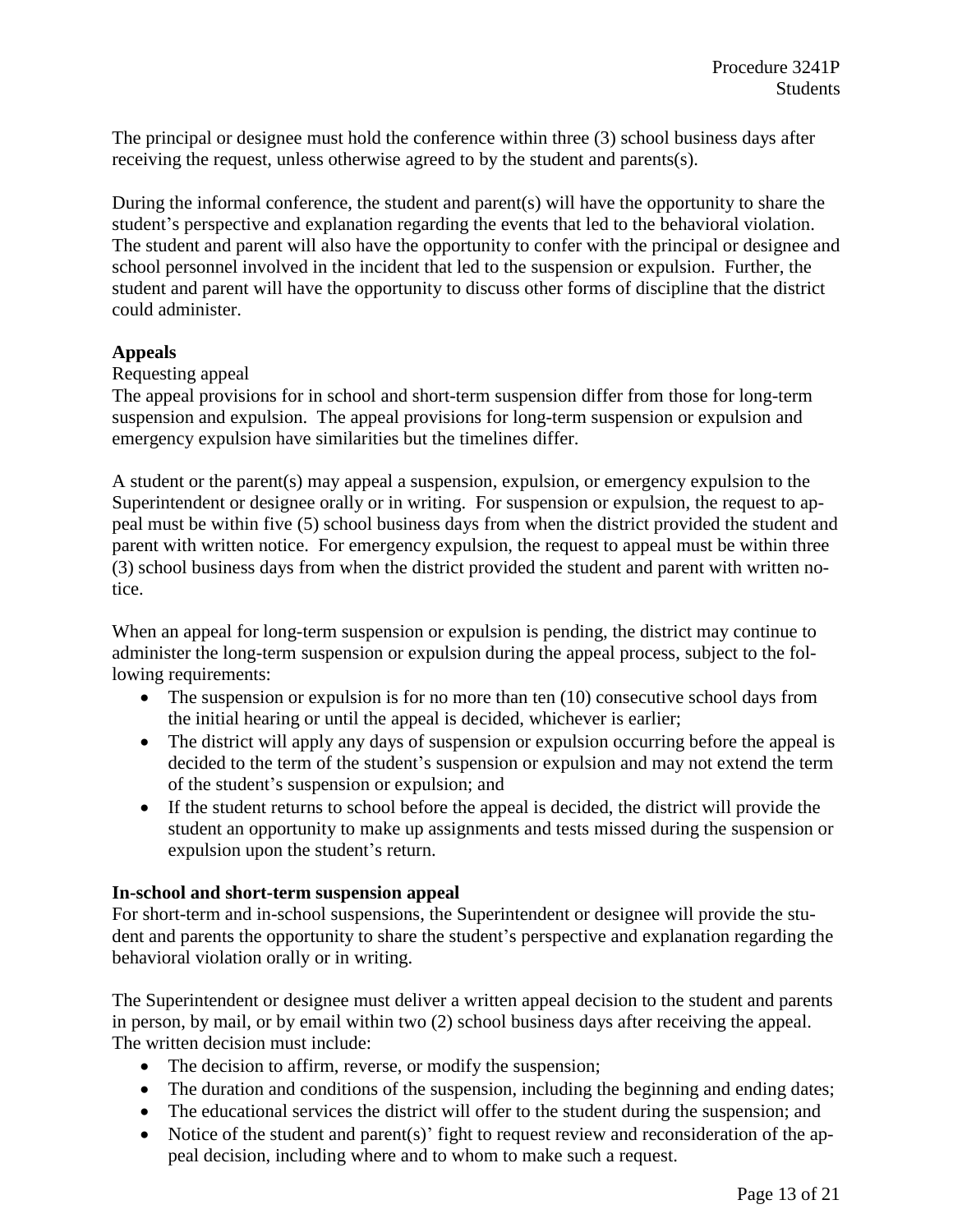The principal or designee must hold the conference within three (3) school business days after receiving the request, unless otherwise agreed to by the student and parents(s).

During the informal conference, the student and parent(s) will have the opportunity to share the student's perspective and explanation regarding the events that led to the behavioral violation. The student and parent will also have the opportunity to confer with the principal or designee and school personnel involved in the incident that led to the suspension or expulsion. Further, the student and parent will have the opportunity to discuss other forms of discipline that the district could administer.

**Appeals**

Requesting appeal

The appeal provisions for in school and short-term suspension differ from those for long-term suspension and expulsion. The appeal provisions for long-term suspension or expulsion and emergency expulsion have similarities but the timelines differ.

A student or the parent(s) may appeal a suspension, expulsion, or emergency expulsion to the Superintendent or designee orally or in writing. For suspension or expulsion, the request to appeal must be within five (5) school business days from when the district provided the student and parent with written notice. For emergency expulsion, the request to appeal must be within three (3) school business days from when the district provided the student and parent with written notice.

When an appeal for long-term suspension or expulsion is pending, the district may continue to administer the long-term suspension or expulsion during the appeal process, subject to the following requirements:

- The suspension or expulsion is for no more than ten (10) consecutive school days from the initial hearing or until the appeal is decided, whichever is earlier;
- The district will apply any days of suspension or expulsion occurring before the appeal is decided to the term of the student's suspension or expulsion and may not extend the term of the student's suspension or expulsion; and
- If the student returns to school before the appeal is decided, the district will provide the student an opportunity to make up assignments and tests missed during the suspension or expulsion upon the student's return.

**In-school and short-term suspension appeal**

For short-term and in-school suspensions, the Superintendent or designee will provide the student and parents the opportunity to share the student's perspective and explanation regarding the behavioral violation orally or in writing.

The Superintendent or designee must deliver a written appeal decision to the student and parents in person, by mail, or by email within two (2) school business days after receiving the appeal. The written decision must include:

- The decision to affirm, reverse, or modify the suspension;
- The duration and conditions of the suspension, including the beginning and ending dates;
- The educational services the district will offer to the student during the suspension; and
- Notice of the student and parent(s)' fight to request review and reconsideration of the appeal decision, including where and to whom to make such a request.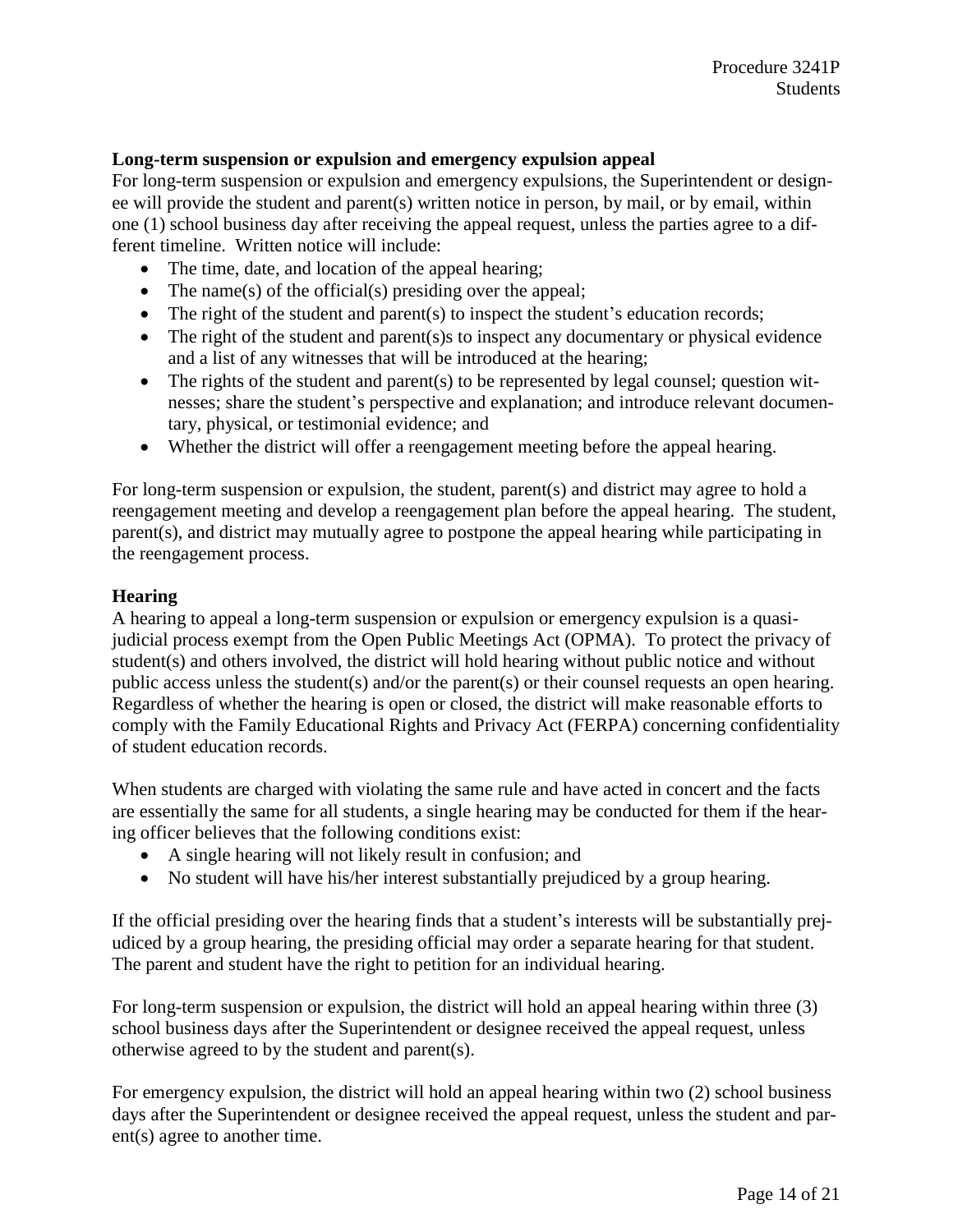**Long-term suspension or expulsion and emergency expulsion appeal**
For long-term suspension or expulsion and emergency expulsions, the Superintendent or designee will provide the student and parent(s) written notice in person, by mail, or by email, within one (1) school business day after receiving the appeal request, unless the parties agree to a different timeline. Written notice will include:

- The time, date, and location of the appeal hearing;
- The name(s) of the official(s) presiding over the appeal;
- The right of the student and parent(s) to inspect the student's education records;
- The right of the student and parent(s)s to inspect any documentary or physical evidence and a list of any witnesses that will be introduced at the hearing;
- The rights of the student and parent(s) to be represented by legal counsel; question witnesses; share the student's perspective and explanation; and introduce relevant documentary, physical, or testimonial evidence; and
- Whether the district will offer a reengagement meeting before the appeal hearing.

For long-term suspension or expulsion, the student, parent(s) and district may agree to hold a reengagement meeting and develop a reengagement plan before the appeal hearing. The student, parent(s), and district may mutually agree to postpone the appeal hearing while participating in the reengagement process.

**Hearing**
A hearing to appeal a long-term suspension or expulsion or emergency expulsion is a quasi-judicial process exempt from the Open Public Meetings Act (OPMA). To protect the privacy of student(s) and others involved, the district will hold hearing without public notice and without public access unless the student(s) and/or the parent(s) or their counsel requests an open hearing. Regardless of whether the hearing is open or closed, the district will make reasonable efforts to comply with the Family Educational Rights and Privacy Act (FERPA) concerning confidentiality of student education records.

When students are charged with violating the same rule and have acted in concert and the facts are essentially the same for all students, a single hearing may be conducted for them if the hearing officer believes that the following conditions exist:

- A single hearing will not likely result in confusion; and
- No student will have his/her interest substantially prejudiced by a group hearing.

If the official presiding over the hearing finds that a student's interests will be substantially prejudiced by a group hearing, the presiding official may order a separate hearing for that student. The parent and student have the right to petition for an individual hearing.

For long-term suspension or expulsion, the district will hold an appeal hearing within three (3) school business days after the Superintendent or designee received the appeal request, unless otherwise agreed to by the student and parent(s).

For emergency expulsion, the district will hold an appeal hearing within two (2) school business days after the Superintendent or designee received the appeal request, unless the student and parent(s) agree to another time.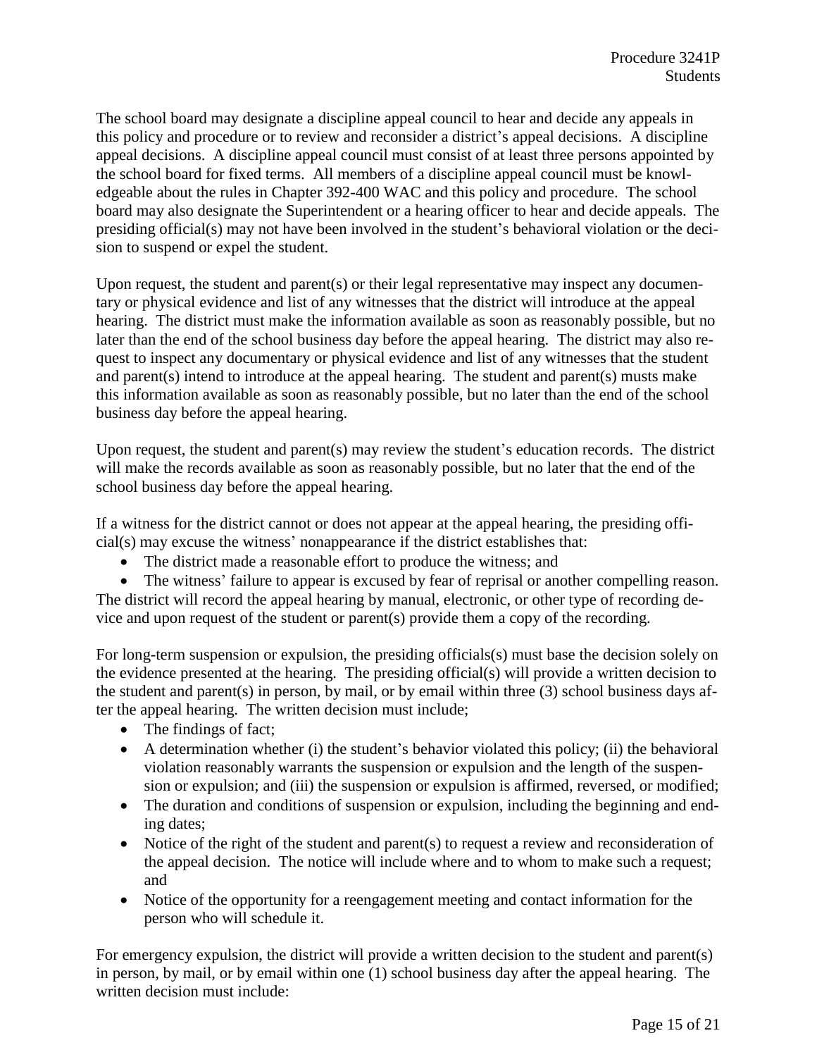The school board may designate a discipline appeal council to hear and decide any appeals in this policy and procedure or to review and reconsider a district's appeal decisions. A discipline appeal decisions. A discipline appeal council must consist of at least three persons appointed by the school board for fixed terms. All members of a discipline appeal council must be knowledgeable about the rules in Chapter 392-400 WAC and this policy and procedure. The school board may also designate the Superintendent or a hearing officer to hear and decide appeals. The presiding official(s) may not have been involved in the student's behavioral violation or the decision to suspend or expel the student.

Upon request, the student and parent(s) or their legal representative may inspect any documentary or physical evidence and list of any witnesses that the district will introduce at the appeal hearing. The district must make the information available as soon as reasonably possible, but no later than the end of the school business day before the appeal hearing. The district may also request to inspect any documentary or physical evidence and list of any witnesses that the student and parent(s) intend to introduce at the appeal hearing. The student and parent(s) musts make this information available as soon as reasonably possible, but no later than the end of the school business day before the appeal hearing.

Upon request, the student and parent(s) may review the student's education records. The district will make the records available as soon as reasonably possible, but no later that the end of the school business day before the appeal hearing.

If a witness for the district cannot or does not appear at the appeal hearing, the presiding official(s) may excuse the witness' nonappearance if the district establishes that:

- The district made a reasonable effort to produce the witness; and
- The witness' failure to appear is excused by fear of reprisal or another compelling reason.

The district will record the appeal hearing by manual, electronic, or other type of recording device and upon request of the student or parent(s) provide them a copy of the recording.

For long-term suspension or expulsion, the presiding officials(s) must base the decision solely on the evidence presented at the hearing. The presiding official(s) will provide a written decision to the student and parent(s) in person, by mail, or by email within three (3) school business days after the appeal hearing. The written decision must include;

- The findings of fact;
- A determination whether (i) the student's behavior violated this policy; (ii) the behavioral violation reasonably warrants the suspension or expulsion and the length of the suspension or expulsion; and (iii) the suspension or expulsion is affirmed, reversed, or modified;
- The duration and conditions of suspension or expulsion, including the beginning and ending dates;
- Notice of the right of the student and parent(s) to request a review and reconsideration of the appeal decision. The notice will include where and to whom to make such a request; and
- Notice of the opportunity for a reengagement meeting and contact information for the person who will schedule it.

For emergency expulsion, the district will provide a written decision to the student and parent(s) in person, by mail, or by email within one (1) school business day after the appeal hearing. The written decision must include: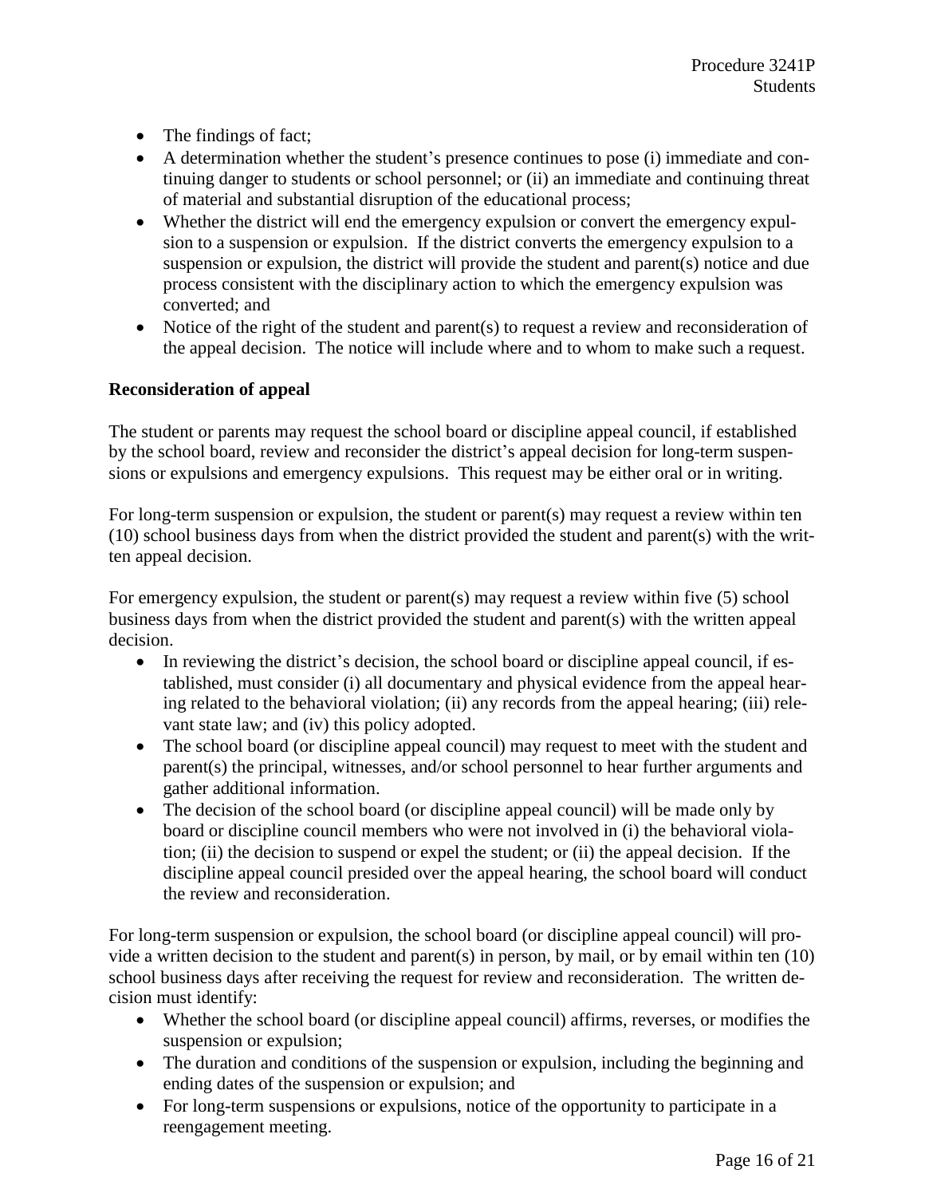- The findings of fact;
- A determination whether the student's presence continues to pose (i) immediate and continuing danger to students or school personnel; or (ii) an immediate and continuing threat of material and substantial disruption of the educational process;
- Whether the district will end the emergency expulsion or convert the emergency expulsion to a suspension or expulsion. If the district converts the emergency expulsion to a suspension or expulsion, the district will provide the student and parent(s) notice and due process consistent with the disciplinary action to which the emergency expulsion was converted; and
- Notice of the right of the student and parent(s) to request a review and reconsideration of the appeal decision. The notice will include where and to whom to make such a request.

**Reconsideration of appeal**

The student or parents may request the school board or discipline appeal council, if established by the school board, review and reconsider the district's appeal decision for long-term suspensions or expulsions and emergency expulsions. This request may be either oral or in writing.

For long-term suspension or expulsion, the student or parent(s) may request a review within ten (10) school business days from when the district provided the student and parent(s) with the written appeal decision.

For emergency expulsion, the student or parent(s) may request a review within five (5) school business days from when the district provided the student and parent(s) with the written appeal decision.

- In reviewing the district's decision, the school board or discipline appeal council, if established, must consider (i) all documentary and physical evidence from the appeal hearing related to the behavioral violation; (ii) any records from the appeal hearing; (iii) relevant state law; and (iv) this policy adopted.
- The school board (or discipline appeal council) may request to meet with the student and parent(s) the principal, witnesses, and/or school personnel to hear further arguments and gather additional information.
- The decision of the school board (or discipline appeal council) will be made only by board or discipline council members who were not involved in (i) the behavioral violation; (ii) the decision to suspend or expel the student; or (ii) the appeal decision. If the discipline appeal council presided over the appeal hearing, the school board will conduct the review and reconsideration.

For long-term suspension or expulsion, the school board (or discipline appeal council) will provide a written decision to the student and parent(s) in person, by mail, or by email within ten (10) school business days after receiving the request for review and reconsideration. The written decision must identify:

- Whether the school board (or discipline appeal council) affirms, reverses, or modifies the suspension or expulsion;
- The duration and conditions of the suspension or expulsion, including the beginning and ending dates of the suspension or expulsion; and
- For long-term suspensions or expulsions, notice of the opportunity to participate in a reengagement meeting.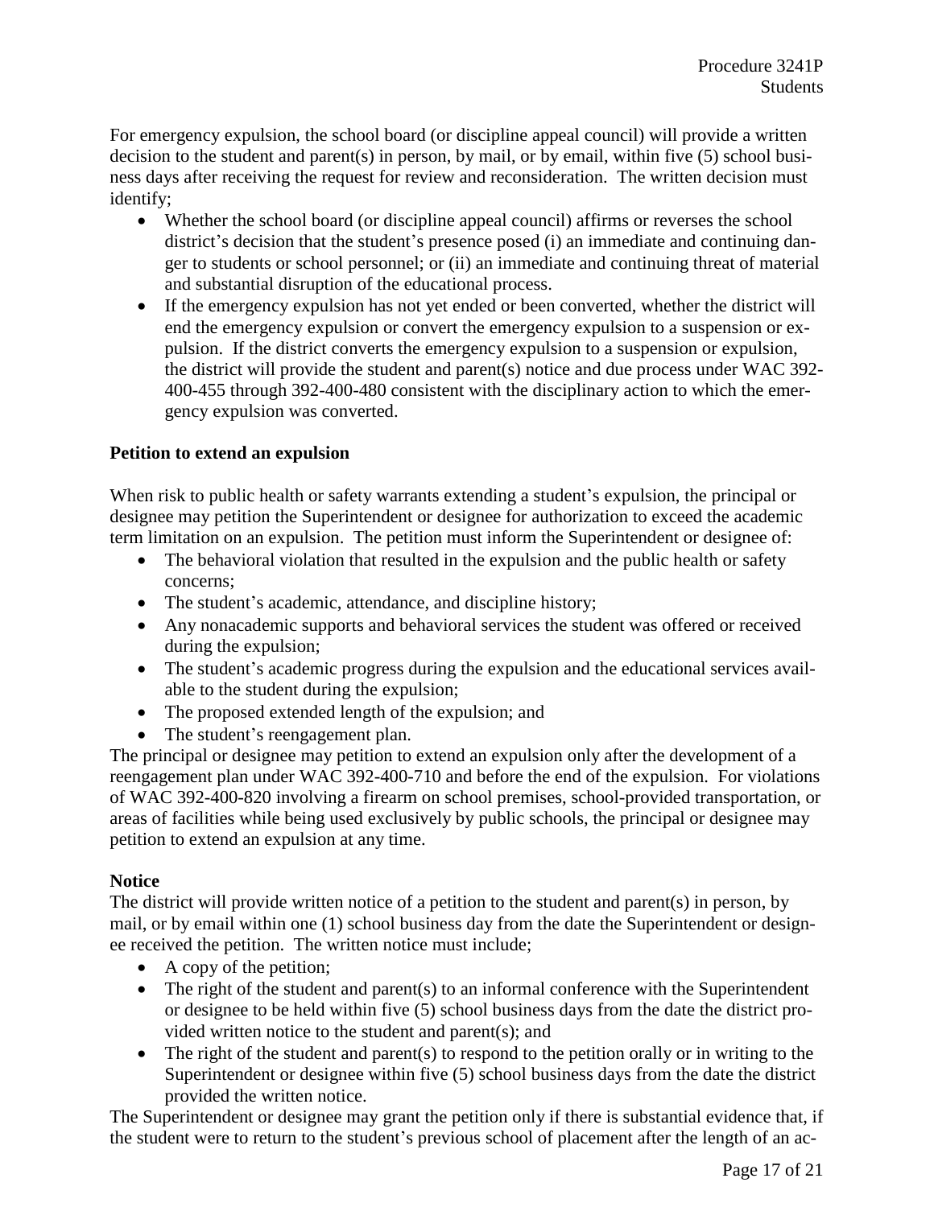For emergency expulsion, the school board (or discipline appeal council) will provide a written decision to the student and parent(s) in person, by mail, or by email, within five (5) school business days after receiving the request for review and reconsideration. The written decision must identify;

- Whether the school board (or discipline appeal council) affirms or reverses the school district's decision that the student's presence posed (i) an immediate and continuing danger to students or school personnel; or (ii) an immediate and continuing threat of material and substantial disruption of the educational process.
- If the emergency expulsion has not yet ended or been converted, whether the district will end the emergency expulsion or convert the emergency expulsion to a suspension or expulsion. If the district converts the emergency expulsion to a suspension or expulsion, the district will provide the student and parent(s) notice and due process under WAC 392-400-455 through 392-400-480 consistent with the disciplinary action to which the emergency expulsion was converted.

**Petition to extend an expulsion**

When risk to public health or safety warrants extending a student's expulsion, the principal or designee may petition the Superintendent or designee for authorization to exceed the academic term limitation on an expulsion. The petition must inform the Superintendent or designee of:

- The behavioral violation that resulted in the expulsion and the public health or safety concerns;
- The student's academic, attendance, and discipline history;
- Any nonacademic supports and behavioral services the student was offered or received during the expulsion;
- The student's academic progress during the expulsion and the educational services available to the student during the expulsion;
- The proposed extended length of the expulsion; and
- The student's reengagement plan.

The principal or designee may petition to extend an expulsion only after the development of a reengagement plan under WAC 392-400-710 and before the end of the expulsion. For violations of WAC 392-400-820 involving a firearm on school premises, school-provided transportation, or areas of facilities while being used exclusively by public schools, the principal or designee may petition to extend an expulsion at any time.

**Notice**

The district will provide written notice of a petition to the student and parent(s) in person, by mail, or by email within one (1) school business day from the date the Superintendent or designee received the petition. The written notice must include;

- A copy of the petition;
- The right of the student and parent(s) to an informal conference with the Superintendent or designee to be held within five (5) school business days from the date the district provided written notice to the student and parent(s); and
- The right of the student and parent(s) to respond to the petition orally or in writing to the Superintendent or designee within five (5) school business days from the date the district provided the written notice.

The Superintendent or designee may grant the petition only if there is substantial evidence that, if the student were to return to the student's previous school of placement after the length of an ac-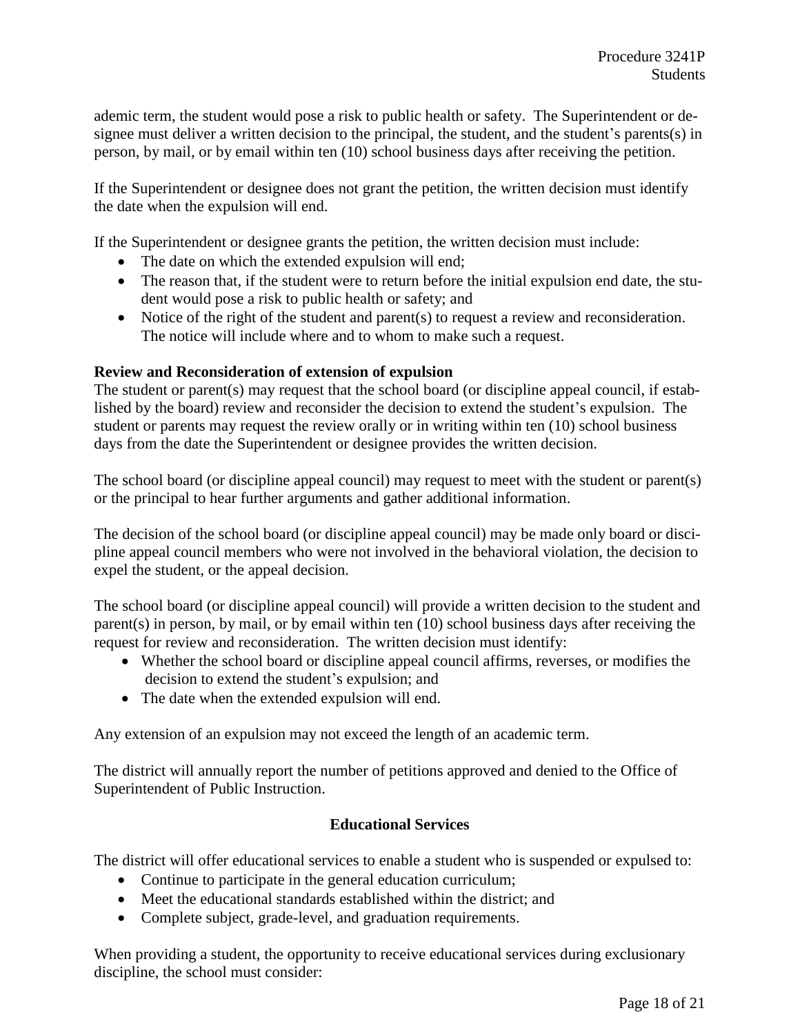ademic term, the student would pose a risk to public health or safety. The Superintendent or designee must deliver a written decision to the principal, the student, and the student's parents(s) in person, by mail, or by email within ten (10) school business days after receiving the petition.

If the Superintendent or designee does not grant the petition, the written decision must identify the date when the expulsion will end.

If the Superintendent or designee grants the petition, the written decision must include:

- The date on which the extended expulsion will end;
- The reason that, if the student were to return before the initial expulsion end date, the student would pose a risk to public health or safety; and
- Notice of the right of the student and parent(s) to request a review and reconsideration. The notice will include where and to whom to make such a request.

**Review and Reconsideration of extension of expulsion**

The student or parent(s) may request that the school board (or discipline appeal council, if established by the board) review and reconsider the decision to extend the student's expulsion. The student or parents may request the review orally or in writing within ten (10) school business days from the date the Superintendent or designee provides the written decision.

The school board (or discipline appeal council) may request to meet with the student or parent(s) or the principal to hear further arguments and gather additional information.

The decision of the school board (or discipline appeal council) may be made only board or discipline appeal council members who were not involved in the behavioral violation, the decision to expel the student, or the appeal decision.

The school board (or discipline appeal council) will provide a written decision to the student and parent(s) in person, by mail, or by email within ten (10) school business days after receiving the request for review and reconsideration. The written decision must identify:

- Whether the school board or discipline appeal council affirms, reverses, or modifies the decision to extend the student's expulsion; and
- The date when the extended expulsion will end.

Any extension of an expulsion may not exceed the length of an academic term.

The district will annually report the number of petitions approved and denied to the Office of Superintendent of Public Instruction.

## Educational Services

The district will offer educational services to enable a student who is suspended or expulsed to:

- Continue to participate in the general education curriculum;
- Meet the educational standards established within the district; and
- Complete subject, grade-level, and graduation requirements.

When providing a student, the opportunity to receive educational services during exclusionary discipline, the school must consider: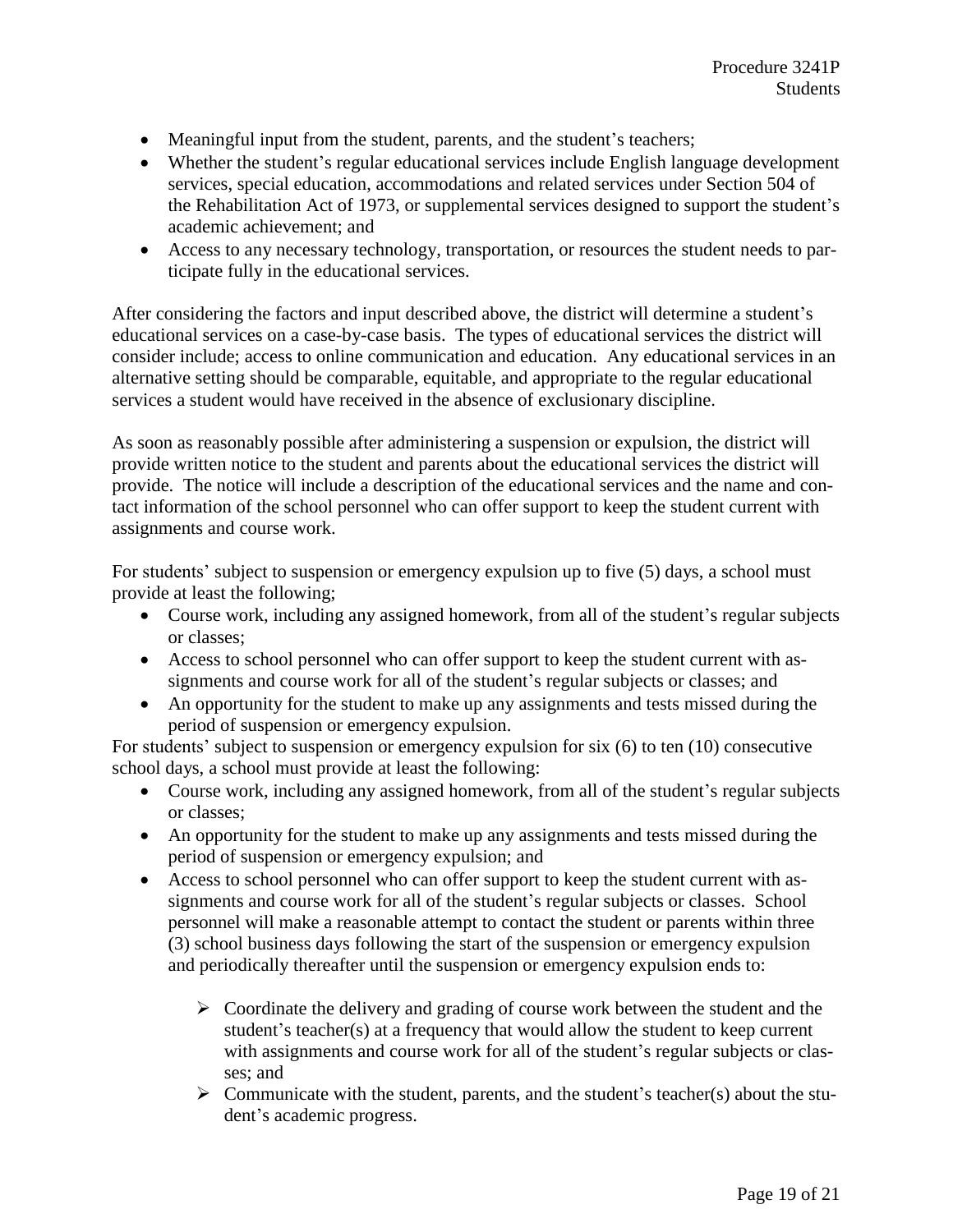- Meaningful input from the student, parents, and the student's teachers;
- Whether the student's regular educational services include English language development services, special education, accommodations and related services under Section 504 of the Rehabilitation Act of 1973, or supplemental services designed to support the student's academic achievement; and
- Access to any necessary technology, transportation, or resources the student needs to participate fully in the educational services.

After considering the factors and input described above, the district will determine a student's educational services on a case-by-case basis. The types of educational services the district will consider include; access to online communication and education. Any educational services in an alternative setting should be comparable, equitable, and appropriate to the regular educational services a student would have received in the absence of exclusionary discipline.

As soon as reasonably possible after administering a suspension or expulsion, the district will provide written notice to the student and parents about the educational services the district will provide. The notice will include a description of the educational services and the name and contact information of the school personnel who can offer support to keep the student current with assignments and course work.

For students' subject to suspension or emergency expulsion up to five (5) days, a school must provide at least the following;

- Course work, including any assigned homework, from all of the student's regular subjects or classes;
- Access to school personnel who can offer support to keep the student current with assignments and course work for all of the student's regular subjects or classes; and
- An opportunity for the student to make up any assignments and tests missed during the period of suspension or emergency expulsion.

For students' subject to suspension or emergency expulsion for six (6) to ten (10) consecutive school days, a school must provide at least the following:

- Course work, including any assigned homework, from all of the student's regular subjects or classes;
- An opportunity for the student to make up any assignments and tests missed during the period of suspension or emergency expulsion; and
- Access to school personnel who can offer support to keep the student current with assignments and course work for all of the student's regular subjects or classes. School personnel will make a reasonable attempt to contact the student or parents within three (3) school business days following the start of the suspension or emergency expulsion and periodically thereafter until the suspension or emergency expulsion ends to:
    - Coordinate the delivery and grading of course work between the student and the student's teacher(s) at a frequency that would allow the student to keep current with assignments and course work for all of the student's regular subjects or classes; and
    - Communicate with the student, parents, and the student's teacher(s) about the student's academic progress.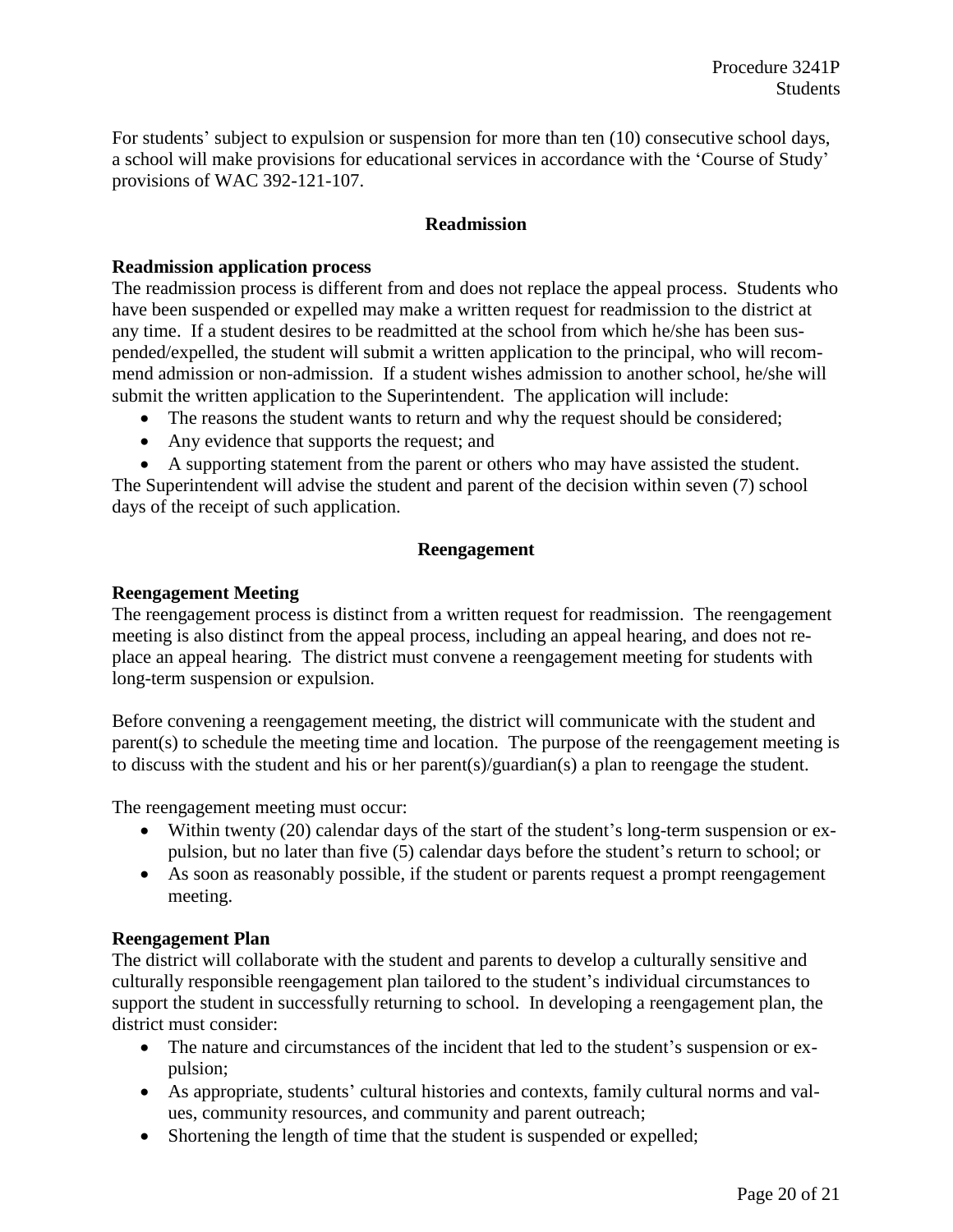For students' subject to expulsion or suspension for more than ten (10) consecutive school days, a school will make provisions for educational services in accordance with the 'Course of Study' provisions of WAC 392-121-107.

## Readmission

### Readmission application process

The readmission process is different from and does not replace the appeal process. Students who have been suspended or expelled may make a written request for readmission to the district at any time. If a student desires to be readmitted at the school from which he/she has been suspended/expelled, the student will submit a written application to the principal, who will recommend admission or non-admission. If a student wishes admission to another school, he/she will submit the written application to the Superintendent. The application will include:

- The reasons the student wants to return and why the request should be considered;
- Any evidence that supports the request; and
- A supporting statement from the parent or others who may have assisted the student.

The Superintendent will advise the student and parent of the decision within seven (7) school days of the receipt of such application.

## Reengagement

### Reengagement Meeting

The reengagement process is distinct from a written request for readmission. The reengagement meeting is also distinct from the appeal process, including an appeal hearing, and does not replace an appeal hearing. The district must convene a reengagement meeting for students with long-term suspension or expulsion.

Before convening a reengagement meeting, the district will communicate with the student and parent(s) to schedule the meeting time and location. The purpose of the reengagement meeting is to discuss with the student and his or her parent(s)/guardian(s) a plan to reengage the student.

The reengagement meeting must occur:

- Within twenty (20) calendar days of the start of the student's long-term suspension or expulsion, but no later than five (5) calendar days before the student's return to school; or
- As soon as reasonably possible, if the student or parents request a prompt reengagement meeting.

### Reengagement Plan

The district will collaborate with the student and parents to develop a culturally sensitive and culturally responsible reengagement plan tailored to the student's individual circumstances to support the student in successfully returning to school. In developing a reengagement plan, the district must consider:

- The nature and circumstances of the incident that led to the student's suspension or expulsion;
- As appropriate, students' cultural histories and contexts, family cultural norms and values, community resources, and community and parent outreach;
- Shortening the length of time that the student is suspended or expelled;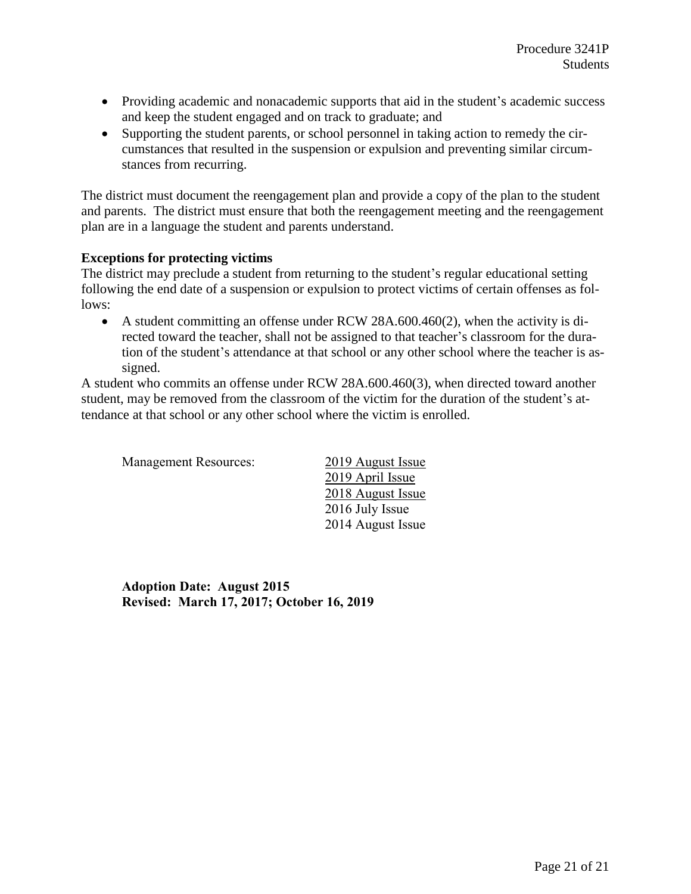- Providing academic and nonacademic supports that aid in the student's academic success and keep the student engaged and on track to graduate; and
- Supporting the student parents, or school personnel in taking action to remedy the circumstances that resulted in the suspension or expulsion and preventing similar circumstances from recurring.

The district must document the reengagement plan and provide a copy of the plan to the student and parents. The district must ensure that both the reengagement meeting and the reengagement plan are in a language the student and parents understand.

**Exceptions for protecting victims**

The district may preclude a student from returning to the student's regular educational setting following the end date of a suspension or expulsion to protect victims of certain offenses as follows:

- A student committing an offense under RCW 28A.600.460(2), when the activity is directed toward the teacher, shall not be assigned to that teacher's classroom for the duration of the student's attendance at that school or any other school where the teacher is assigned.

A student who commits an offense under RCW 28A.600.460(3), when directed toward another student, may be removed from the classroom of the victim for the duration of the student's attendance at that school or any other school where the victim is enrolled.

Management Resources:
2019 August Issue
2019 April Issue
2018 August Issue
2016 July Issue
2014 August Issue

**Adoption Date: August 2015**
**Revised: March 17, 2017; October 16, 2019**